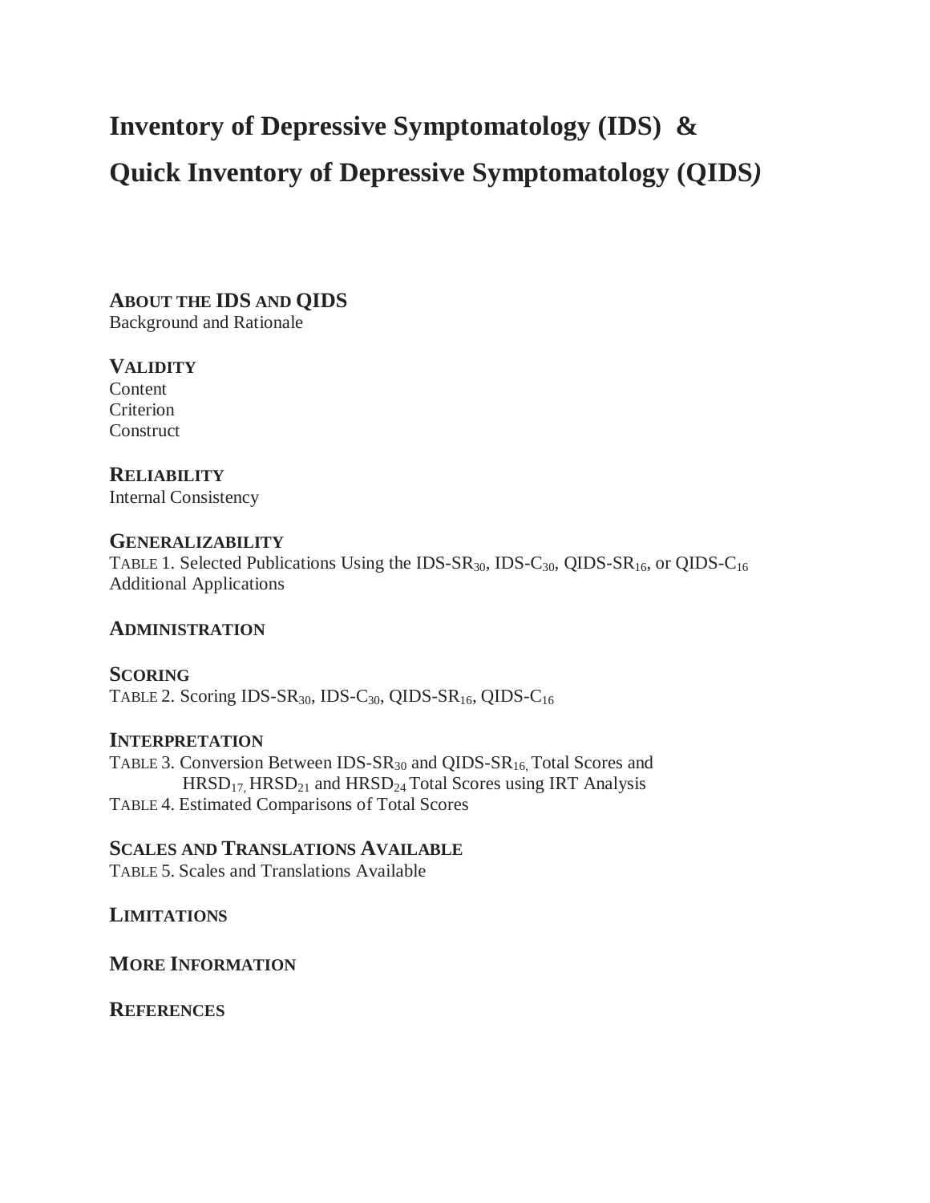# Inventory of Depressive Symptomatology (IDS) &

# Quick Inventory of Depressive Symptomatology (QIDS)

**ABOUT THE IDS AND QIDS**
Background and Rationale

**VALIDITY**
Content
Criterion
Construct

**RELIABILITY**
Internal Consistency

**GENERALIZABILITY**
TABLE 1. Selected Publications Using the IDS-$SR_{30}$, IDS-$C_{30}$, QIDS-$SR_{16}$, or QIDS-$C_{16}$
Additional Applications

**ADMINISTRATION**

**SCORING**
TABLE 2. Scoring IDS-$SR_{30}$, IDS-$C_{30}$, QIDS-$SR_{16}$, QIDS-$C_{16}$

**INTERPRETATION**
TABLE 3. Conversion Between IDS-$SR_{30}$ and QIDS-$SR_{16,}$ Total Scores and $HRSD_{17,}$ $HRSD_{21}$ and $HRSD_{24}$ Total Scores using IRT Analysis
TABLE 4. Estimated Comparisons of Total Scores

**SCALES AND TRANSLATIONS AVAILABLE**
TABLE 5. Scales and Translations Available

**LIMITATIONS**

**MORE INFORMATION**

**REFERENCES**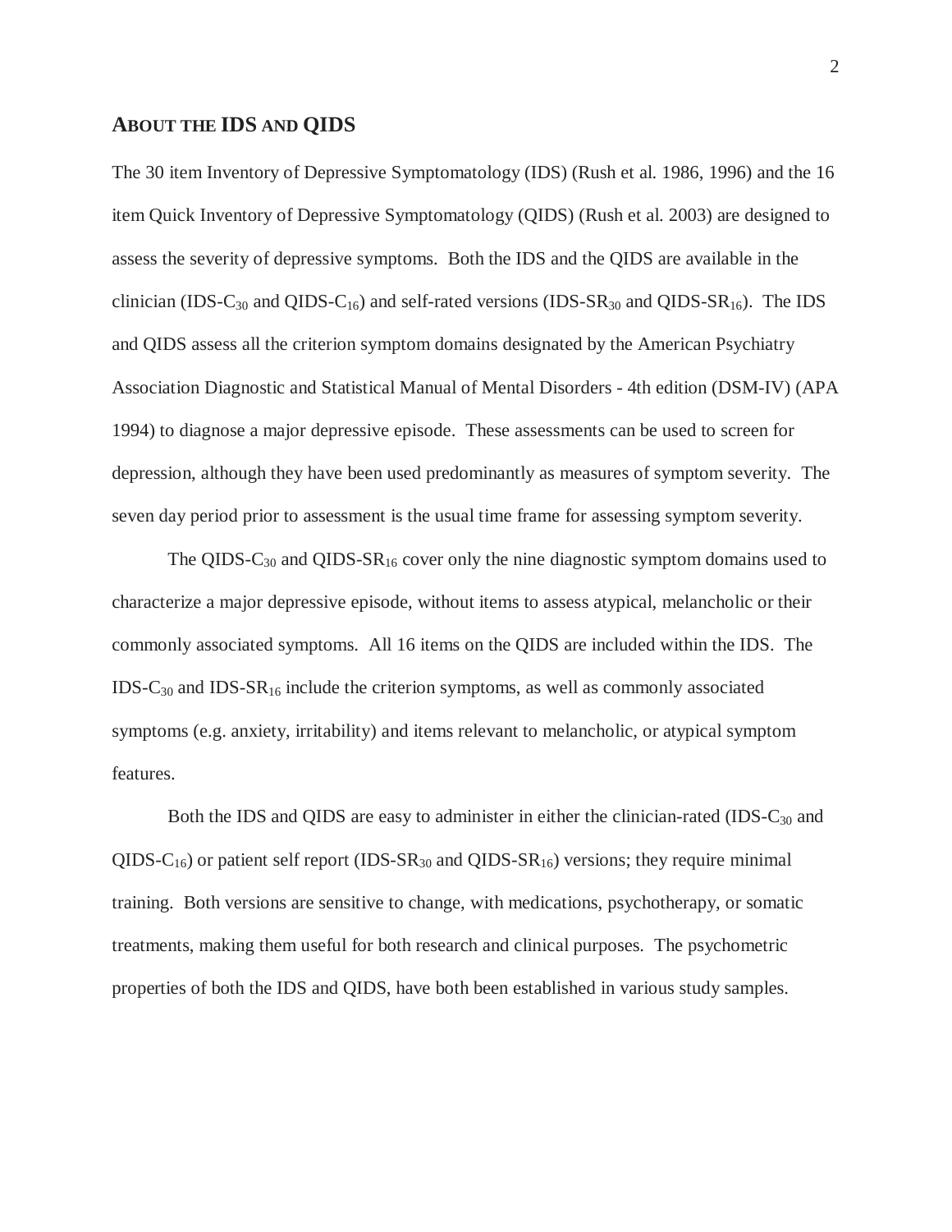## About the IDS and QIDS

The 30 item Inventory of Depressive Symptomatology (IDS) (Rush et al. 1986, 1996) and the 16 item Quick Inventory of Depressive Symptomatology (QIDS) (Rush et al. 2003) are designed to assess the severity of depressive symptoms. Both the IDS and the QIDS are available in the clinician (IDS-$C_{30}$ and QIDS-$C_{16}$) and self-rated versions (IDS-$SR_{30}$ and QIDS-$SR_{16}$). The IDS and QIDS assess all the criterion symptom domains designated by the American Psychiatry Association Diagnostic and Statistical Manual of Mental Disorders - 4th edition (DSM-IV) (APA 1994) to diagnose a major depressive episode. These assessments can be used to screen for depression, although they have been used predominantly as measures of symptom severity. The seven day period prior to assessment is the usual time frame for assessing symptom severity.

The QIDS-$C_{30}$ and QIDS-$SR_{16}$ cover only the nine diagnostic symptom domains used to characterize a major depressive episode, without items to assess atypical, melancholic or their commonly associated symptoms. All 16 items on the QIDS are included within the IDS. The IDS-$C_{30}$ and IDS-$SR_{16}$ include the criterion symptoms, as well as commonly associated symptoms (e.g. anxiety, irritability) and items relevant to melancholic, or atypical symptom features.

Both the IDS and QIDS are easy to administer in either the clinician-rated (IDS-$C_{30}$ and QIDS-$C_{16}$) or patient self report (IDS-$SR_{30}$ and QIDS-$SR_{16}$) versions; they require minimal training. Both versions are sensitive to change, with medications, psychotherapy, or somatic treatments, making them useful for both research and clinical purposes. The psychometric properties of both the IDS and QIDS, have both been established in various study samples.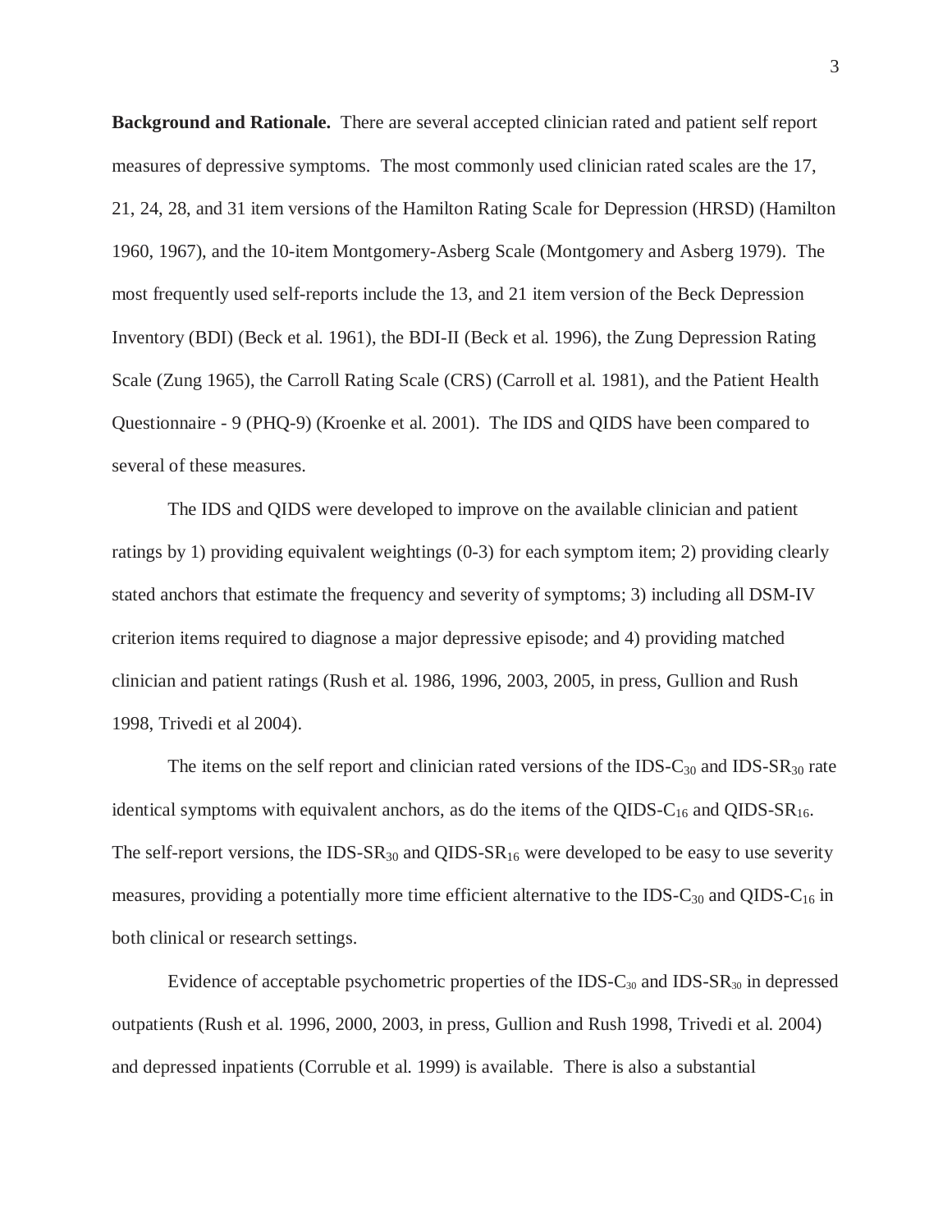**Background and Rationale.** There are several accepted clinician rated and patient self report measures of depressive symptoms. The most commonly used clinician rated scales are the 17, 21, 24, 28, and 31 item versions of the Hamilton Rating Scale for Depression (HRSD) (Hamilton 1960, 1967), and the 10-item Montgomery-Asberg Scale (Montgomery and Asberg 1979). The most frequently used self-reports include the 13, and 21 item version of the Beck Depression Inventory (BDI) (Beck et al. 1961), the BDI-II (Beck et al. 1996), the Zung Depression Rating Scale (Zung 1965), the Carroll Rating Scale (CRS) (Carroll et al. 1981), and the Patient Health Questionnaire - 9 (PHQ-9) (Kroenke et al. 2001). The IDS and QIDS have been compared to several of these measures.

The IDS and QIDS were developed to improve on the available clinician and patient ratings by 1) providing equivalent weightings (0-3) for each symptom item; 2) providing clearly stated anchors that estimate the frequency and severity of symptoms; 3) including all DSM-IV criterion items required to diagnose a major depressive episode; and 4) providing matched clinician and patient ratings (Rush et al. 1986, 1996, 2003, 2005, in press, Gullion and Rush 1998, Trivedi et al 2004).

The items on the self report and clinician rated versions of the IDS-$C_{30}$ and IDS-$SR_{30}$ rate identical symptoms with equivalent anchors, as do the items of the QIDS-$C_{16}$ and QIDS-$SR_{16}$. The self-report versions, the IDS-$SR_{30}$ and QIDS-$SR_{16}$ were developed to be easy to use severity measures, providing a potentially more time efficient alternative to the IDS-$C_{30}$ and QIDS-$C_{16}$ in both clinical or research settings.

Evidence of acceptable psychometric properties of the IDS-$C_{30}$ and IDS-$SR_{30}$ in depressed outpatients (Rush et al. 1996, 2000, 2003, in press, Gullion and Rush 1998, Trivedi et al. 2004) and depressed inpatients (Corruble et al. 1999) is available. There is also a substantial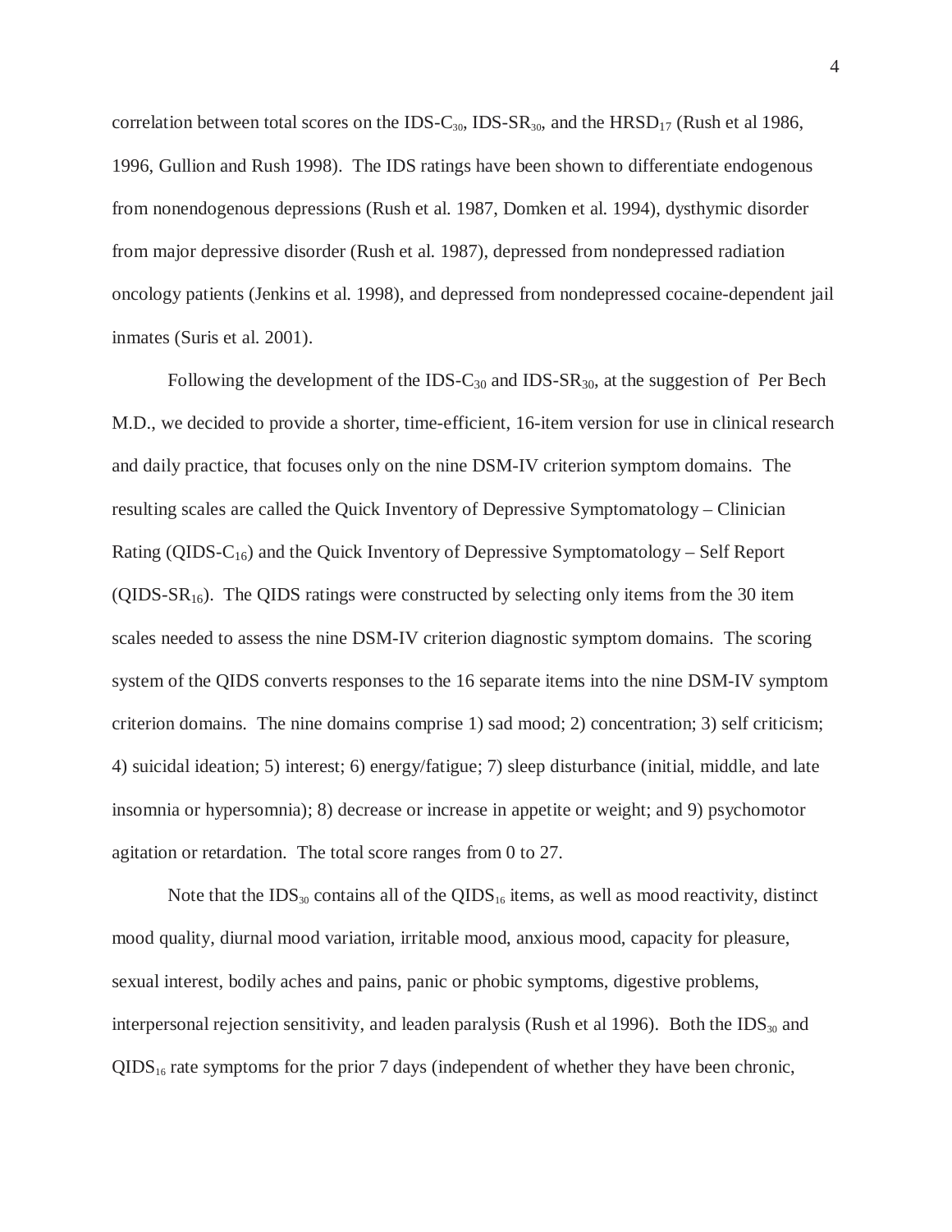correlation between total scores on the IDS-$C_{30}$, IDS-$SR_{30}$, and the $HRSD_{17}$ (Rush et al 1986, 1996, Gullion and Rush 1998). The IDS ratings have been shown to differentiate endogenous from nonendogenous depressions (Rush et al. 1987, Domken et al. 1994), dysthymic disorder from major depressive disorder (Rush et al. 1987), depressed from nondepressed radiation oncology patients (Jenkins et al. 1998), and depressed from nondepressed cocaine-dependent jail inmates (Suris et al. 2001).

Following the development of the IDS-$C_{30}$ and IDS-$SR_{30}$, at the suggestion of Per Bech M.D., we decided to provide a shorter, time-efficient, 16-item version for use in clinical research and daily practice, that focuses only on the nine DSM-IV criterion symptom domains. The resulting scales are called the Quick Inventory of Depressive Symptomatology – Clinician Rating (QIDS-$C_{16}$) and the Quick Inventory of Depressive Symptomatology – Self Report (QIDS-$SR_{16}$). The QIDS ratings were constructed by selecting only items from the 30 item scales needed to assess the nine DSM-IV criterion diagnostic symptom domains. The scoring system of the QIDS converts responses to the 16 separate items into the nine DSM-IV symptom criterion domains. The nine domains comprise 1) sad mood; 2) concentration; 3) self criticism; 4) suicidal ideation; 5) interest; 6) energy/fatigue; 7) sleep disturbance (initial, middle, and late insomnia or hypersomnia); 8) decrease or increase in appetite or weight; and 9) psychomotor agitation or retardation. The total score ranges from 0 to 27.

Note that the $IDS_{30}$ contains all of the $QIDS_{16}$ items, as well as mood reactivity, distinct mood quality, diurnal mood variation, irritable mood, anxious mood, capacity for pleasure, sexual interest, bodily aches and pains, panic or phobic symptoms, digestive problems, interpersonal rejection sensitivity, and leaden paralysis (Rush et al 1996). Both the $IDS_{30}$ and $QIDS_{16}$ rate symptoms for the prior 7 days (independent of whether they have been chronic,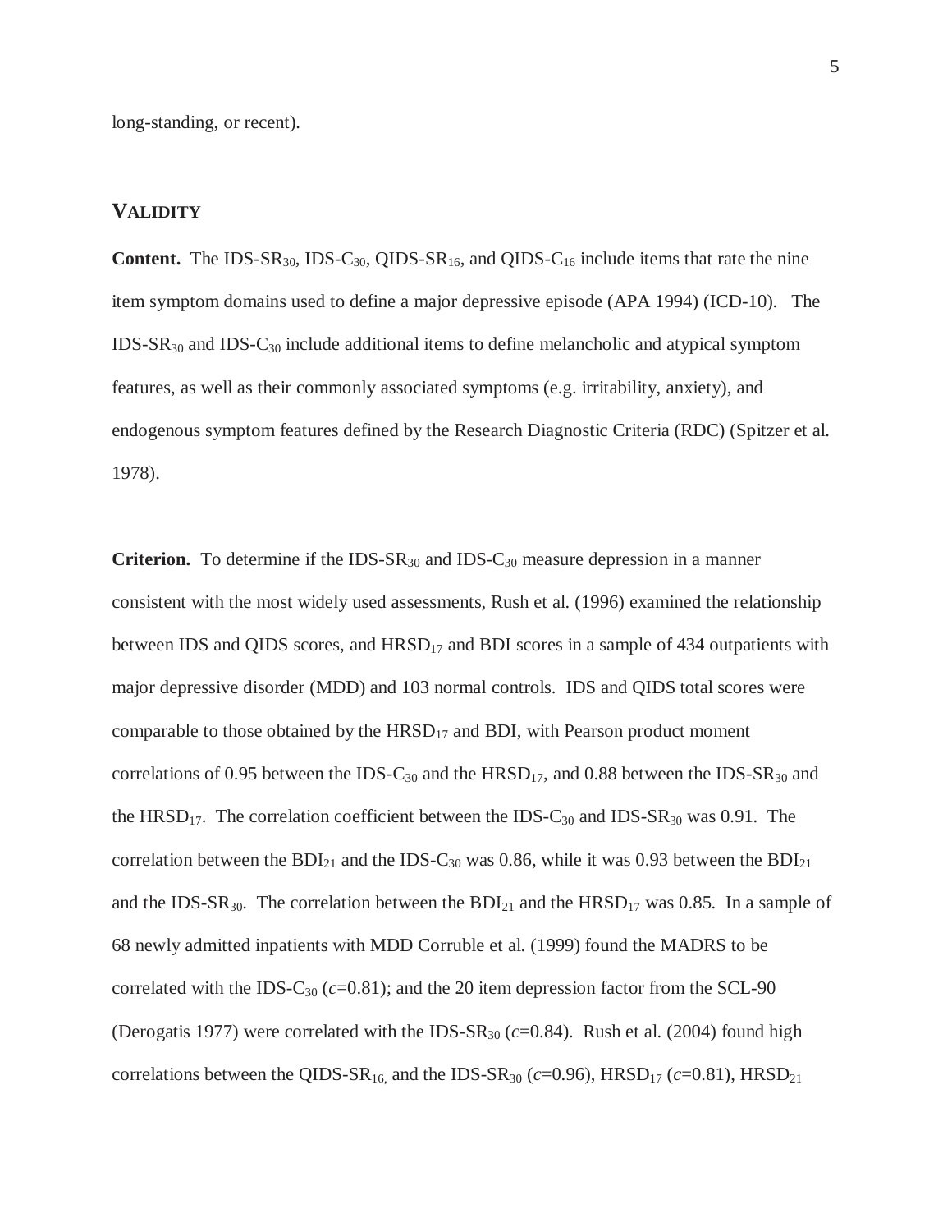long-standing, or recent).

## VALIDITY

**Content.** The IDS-$SR_{30}$, IDS-$C_{30}$, QIDS-$SR_{16}$, and QIDS-$C_{16}$ include items that rate the nine item symptom domains used to define a major depressive episode (APA 1994) (ICD-10). The IDS-$SR_{30}$ and IDS-$C_{30}$ include additional items to define melancholic and atypical symptom features, as well as their commonly associated symptoms (e.g. irritability, anxiety), and endogenous symptom features defined by the Research Diagnostic Criteria (RDC) (Spitzer et al. 1978).

**Criterion.** To determine if the IDS-$SR_{30}$ and IDS-$C_{30}$ measure depression in a manner consistent with the most widely used assessments, Rush et al. (1996) examined the relationship between IDS and QIDS scores, and $HRSD_{17}$ and BDI scores in a sample of 434 outpatients with major depressive disorder (MDD) and 103 normal controls. IDS and QIDS total scores were comparable to those obtained by the $HRSD_{17}$ and BDI, with Pearson product moment correlations of 0.95 between the IDS-$C_{30}$ and the $HRSD_{17}$, and 0.88 between the IDS-$SR_{30}$ and the $HRSD_{17}$. The correlation coefficient between the IDS-$C_{30}$ and IDS-$SR_{30}$ was 0.91. The correlation between the $BDI_{21}$ and the IDS-$C_{30}$ was 0.86, while it was 0.93 between the $BDI_{21}$ and the IDS-$SR_{30}$. The correlation between the $BDI_{21}$ and the $HRSD_{17}$ was 0.85. In a sample of 68 newly admitted inpatients with MDD Corruble et al. (1999) found the MADRS to be correlated with the IDS-$C_{30}$ ($c$=0.81); and the 20 item depression factor from the SCL-90 (Derogatis 1977) were correlated with the IDS-$SR_{30}$ ($c$=0.84). Rush et al. (2004) found high correlations between the QIDS-$SR_{16,}$ and the IDS-$SR_{30}$ ($c$=0.96), $HRSD_{17}$ ($c$=0.81), $HRSD_{21}$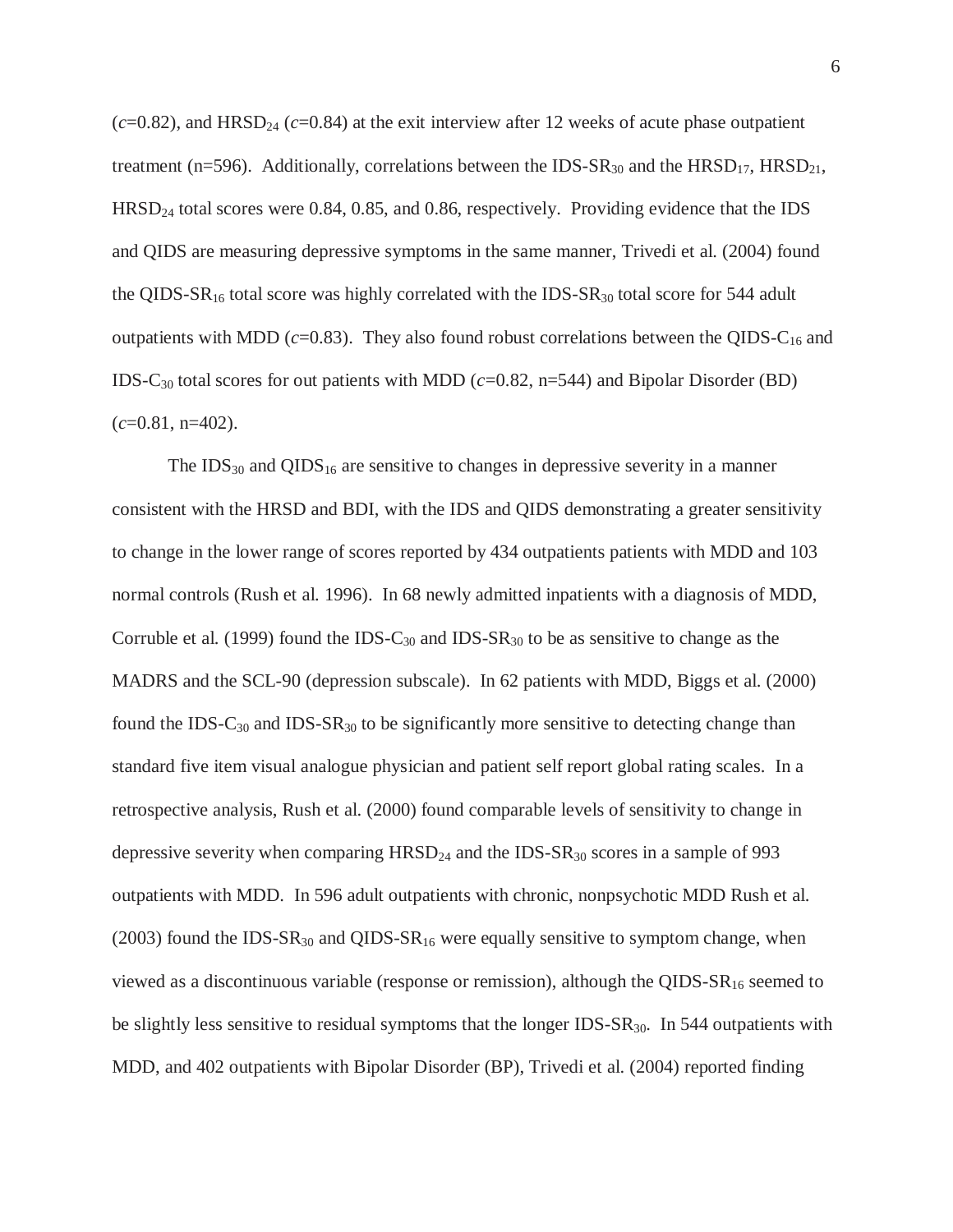($c$=0.82), and $HRSD_{24}$ ($c$=0.84) at the exit interview after 12 weeks of acute phase outpatient treatment (n=596). Additionally, correlations between the $IDS\text{-}SR_{30}$ and the $HRSD_{17}$, $HRSD_{21}$, $HRSD_{24}$ total scores were 0.84, 0.85, and 0.86, respectively. Providing evidence that the IDS and QIDS are measuring depressive symptoms in the same manner, Trivedi et al. (2004) found the $QIDS\text{-}SR_{16}$ total score was highly correlated with the $IDS\text{-}SR_{30}$ total score for 544 adult outpatients with MDD ($c$=0.83). They also found robust correlations between the $QIDS\text{-}C_{16}$ and $IDS\text{-}C_{30}$ total scores for out patients with MDD ($c$=0.82, n=544) and Bipolar Disorder (BD) ($c$=0.81, n=402).

The $IDS_{30}$ and $QIDS_{16}$ are sensitive to changes in depressive severity in a manner consistent with the HRSD and BDI, with the IDS and QIDS demonstrating a greater sensitivity to change in the lower range of scores reported by 434 outpatients patients with MDD and 103 normal controls (Rush et al. 1996). In 68 newly admitted inpatients with a diagnosis of MDD, Corruble et al. (1999) found the $IDS\text{-}C_{30}$ and $IDS\text{-}SR_{30}$ to be as sensitive to change as the MADRS and the SCL-90 (depression subscale). In 62 patients with MDD, Biggs et al. (2000) found the $IDS\text{-}C_{30}$ and $IDS\text{-}SR_{30}$ to be significantly more sensitive to detecting change than standard five item visual analogue physician and patient self report global rating scales. In a retrospective analysis, Rush et al. (2000) found comparable levels of sensitivity to change in depressive severity when comparing $HRSD_{24}$ and the $IDS\text{-}SR_{30}$ scores in a sample of 993 outpatients with MDD. In 596 adult outpatients with chronic, nonpsychotic MDD Rush et al. (2003) found the $IDS\text{-}SR_{30}$ and $QIDS\text{-}SR_{16}$ were equally sensitive to symptom change, when viewed as a discontinuous variable (response or remission), although the $QIDS\text{-}SR_{16}$ seemed to be slightly less sensitive to residual symptoms that the longer $IDS\text{-}SR_{30}$. In 544 outpatients with MDD, and 402 outpatients with Bipolar Disorder (BP), Trivedi et al. (2004) reported finding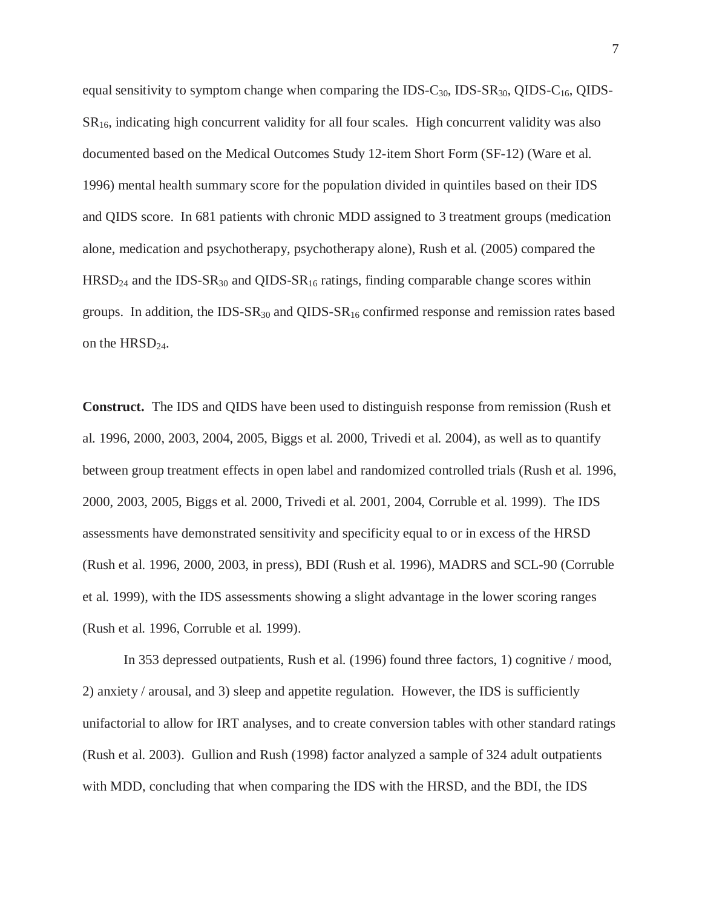equal sensitivity to symptom change when comparing the IDS-$C_{30}$, IDS-$SR_{30}$, QIDS-$C_{16}$, QIDS-$SR_{16}$, indicating high concurrent validity for all four scales. High concurrent validity was also documented based on the Medical Outcomes Study 12-item Short Form (SF-12) (Ware et al. 1996) mental health summary score for the population divided in quintiles based on their IDS and QIDS score. In 681 patients with chronic MDD assigned to 3 treatment groups (medication alone, medication and psychotherapy, psychotherapy alone), Rush et al. (2005) compared the $HRSD_{24}$ and the IDS-$SR_{30}$ and QIDS-$SR_{16}$ ratings, finding comparable change scores within groups. In addition, the IDS-$SR_{30}$ and QIDS-$SR_{16}$ confirmed response and remission rates based on the $HRSD_{24}$.

**Construct.** The IDS and QIDS have been used to distinguish response from remission (Rush et al. 1996, 2000, 2003, 2004, 2005, Biggs et al. 2000, Trivedi et al. 2004), as well as to quantify between group treatment effects in open label and randomized controlled trials (Rush et al. 1996, 2000, 2003, 2005, Biggs et al. 2000, Trivedi et al. 2001, 2004, Corruble et al. 1999). The IDS assessments have demonstrated sensitivity and specificity equal to or in excess of the HRSD (Rush et al. 1996, 2000, 2003, in press), BDI (Rush et al. 1996), MADRS and SCL-90 (Corruble et al. 1999), with the IDS assessments showing a slight advantage in the lower scoring ranges (Rush et al. 1996, Corruble et al. 1999).

In 353 depressed outpatients, Rush et al. (1996) found three factors, 1) cognitive / mood, 2) anxiety / arousal, and 3) sleep and appetite regulation. However, the IDS is sufficiently unifactorial to allow for IRT analyses, and to create conversion tables with other standard ratings (Rush et al. 2003). Gullion and Rush (1998) factor analyzed a sample of 324 adult outpatients with MDD, concluding that when comparing the IDS with the HRSD, and the BDI, the IDS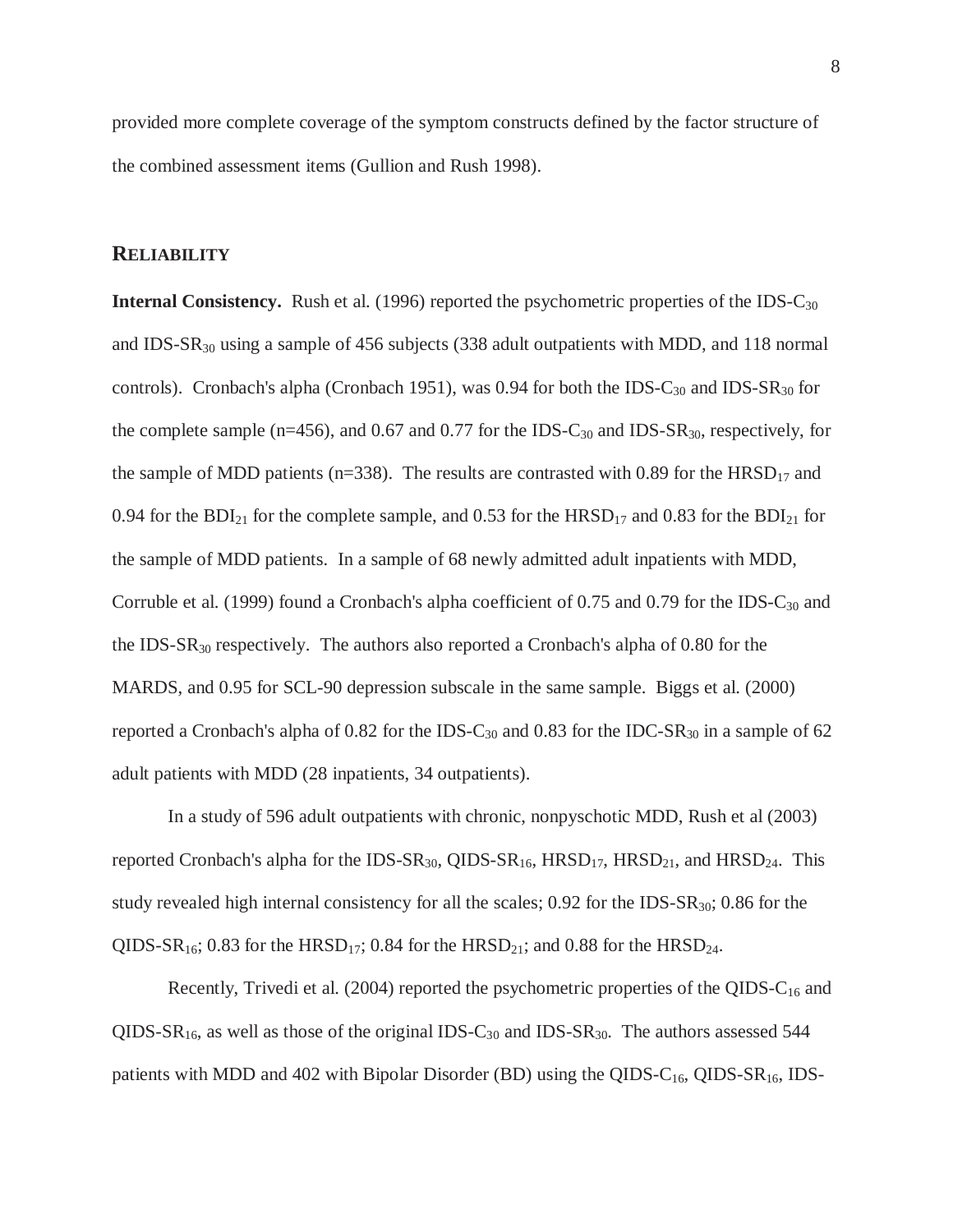provided more complete coverage of the symptom constructs defined by the factor structure of the combined assessment items (Gullion and Rush 1998).

## RELIABILITY

**Internal Consistency.** Rush et al. (1996) reported the psychometric properties of the IDS-$C_{30}$ and IDS-$SR_{30}$ using a sample of 456 subjects (338 adult outpatients with MDD, and 118 normal controls). Cronbach's alpha (Cronbach 1951), was 0.94 for both the IDS-$C_{30}$ and IDS-$SR_{30}$ for the complete sample (n=456), and 0.67 and 0.77 for the IDS-$C_{30}$ and IDS-$SR_{30}$, respectively, for the sample of MDD patients (n=338). The results are contrasted with 0.89 for the $HRSD_{17}$ and 0.94 for the $BDI_{21}$ for the complete sample, and 0.53 for the $HRSD_{17}$ and 0.83 for the $BDI_{21}$ for the sample of MDD patients. In a sample of 68 newly admitted adult inpatients with MDD, Corruble et al. (1999) found a Cronbach's alpha coefficient of 0.75 and 0.79 for the IDS-$C_{30}$ and the IDS-$SR_{30}$ respectively. The authors also reported a Cronbach's alpha of 0.80 for the MARDS, and 0.95 for SCL-90 depression subscale in the same sample. Biggs et al. (2000) reported a Cronbach's alpha of 0.82 for the IDS-$C_{30}$ and 0.83 for the IDC-$SR_{30}$ in a sample of 62 adult patients with MDD (28 inpatients, 34 outpatients).

In a study of 596 adult outpatients with chronic, nonpyschotic MDD, Rush et al (2003) reported Cronbach's alpha for the IDS-$SR_{30}$, QIDS-$SR_{16}$, $HRSD_{17}$, $HRSD_{21}$, and $HRSD_{24}$. This study revealed high internal consistency for all the scales; 0.92 for the IDS-$SR_{30}$; 0.86 for the QIDS-$SR_{16}$; 0.83 for the $HRSD_{17}$; 0.84 for the $HRSD_{21}$; and 0.88 for the $HRSD_{24}$.

Recently, Trivedi et al. (2004) reported the psychometric properties of the QIDS-$C_{16}$ and QIDS-$SR_{16}$, as well as those of the original IDS-$C_{30}$ and IDS-$SR_{30}$. The authors assessed 544 patients with MDD and 402 with Bipolar Disorder (BD) using the QIDS-$C_{16}$, QIDS-$SR_{16}$, IDS-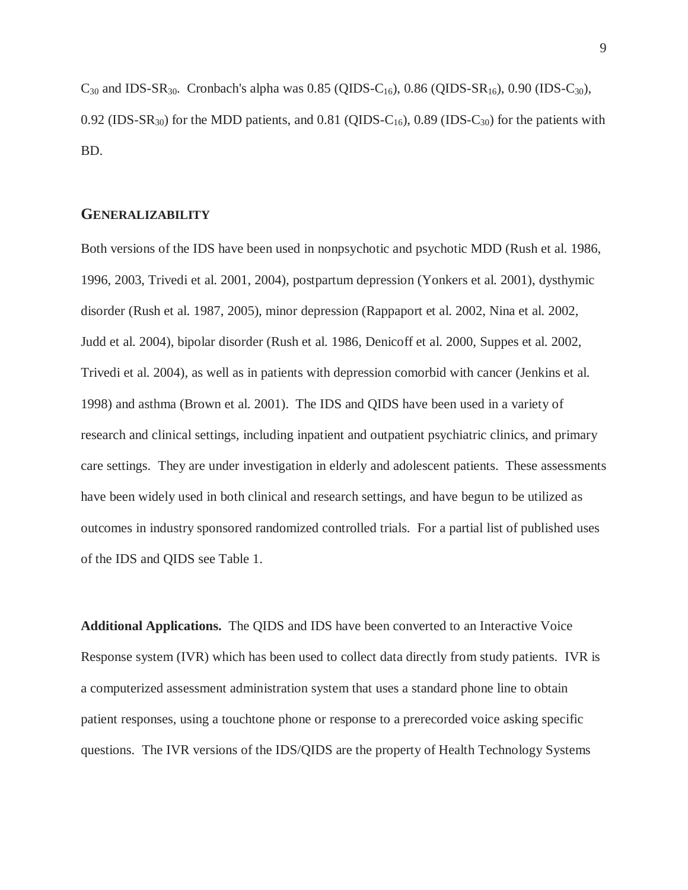$C_{30}$ and IDS-$SR_{30}$. Cronbach's alpha was 0.85 (QIDS-$C_{16}$), 0.86 (QIDS-$SR_{16}$), 0.90 (IDS-$C_{30}$), 0.92 (IDS-$SR_{30}$) for the MDD patients, and 0.81 (QIDS-$C_{16}$), 0.89 (IDS-$C_{30}$) for the patients with BD.

## GENERALIZABILITY

Both versions of the IDS have been used in nonpsychotic and psychotic MDD (Rush et al. 1986, 1996, 2003, Trivedi et al. 2001, 2004), postpartum depression (Yonkers et al. 2001), dysthymic disorder (Rush et al. 1987, 2005), minor depression (Rappaport et al. 2002, Nina et al. 2002, Judd et al. 2004), bipolar disorder (Rush et al. 1986, Denicoff et al. 2000, Suppes et al. 2002, Trivedi et al. 2004), as well as in patients with depression comorbid with cancer (Jenkins et al. 1998) and asthma (Brown et al. 2001). The IDS and QIDS have been used in a variety of research and clinical settings, including inpatient and outpatient psychiatric clinics, and primary care settings. They are under investigation in elderly and adolescent patients. These assessments have been widely used in both clinical and research settings, and have begun to be utilized as outcomes in industry sponsored randomized controlled trials. For a partial list of published uses of the IDS and QIDS see Table 1.

**Additional Applications.** The QIDS and IDS have been converted to an Interactive Voice Response system (IVR) which has been used to collect data directly from study patients. IVR is a computerized assessment administration system that uses a standard phone line to obtain patient responses, using a touchtone phone or response to a prerecorded voice asking specific questions. The IVR versions of the IDS/QIDS are the property of Health Technology Systems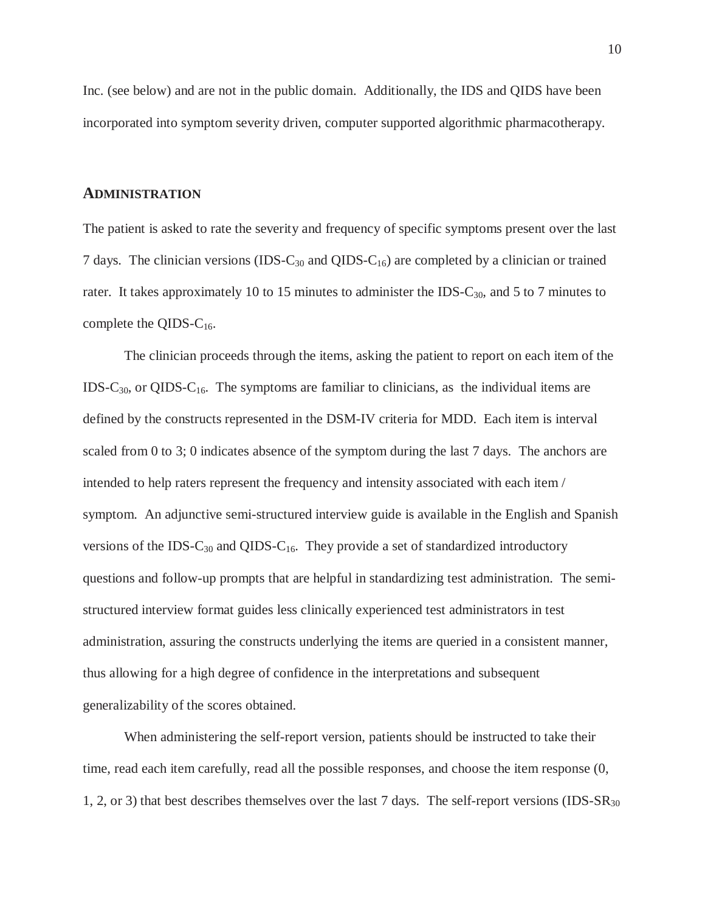Inc. (see below) and are not in the public domain. Additionally, the IDS and QIDS have been incorporated into symptom severity driven, computer supported algorithmic pharmacotherapy.

## ADMINISTRATION

The patient is asked to rate the severity and frequency of specific symptoms present over the last 7 days. The clinician versions (IDS-$C_{30}$ and QIDS-$C_{16}$) are completed by a clinician or trained rater. It takes approximately 10 to 15 minutes to administer the IDS-$C_{30}$, and 5 to 7 minutes to complete the QIDS-$C_{16}$.

The clinician proceeds through the items, asking the patient to report on each item of the IDS-$C_{30}$, or QIDS-$C_{16}$. The symptoms are familiar to clinicians, as the individual items are defined by the constructs represented in the DSM-IV criteria for MDD. Each item is interval scaled from 0 to 3; 0 indicates absence of the symptom during the last 7 days. The anchors are intended to help raters represent the frequency and intensity associated with each item / symptom. An adjunctive semi-structured interview guide is available in the English and Spanish versions of the IDS-$C_{30}$ and QIDS-$C_{16}$. They provide a set of standardized introductory questions and follow-up prompts that are helpful in standardizing test administration. The semi-structured interview format guides less clinically experienced test administrators in test administration, assuring the constructs underlying the items are queried in a consistent manner, thus allowing for a high degree of confidence in the interpretations and subsequent generalizability of the scores obtained.

When administering the self-report version, patients should be instructed to take their time, read each item carefully, read all the possible responses, and choose the item response (0, 1, 2, or 3) that best describes themselves over the last 7 days. The self-report versions (IDS-$SR_{30}$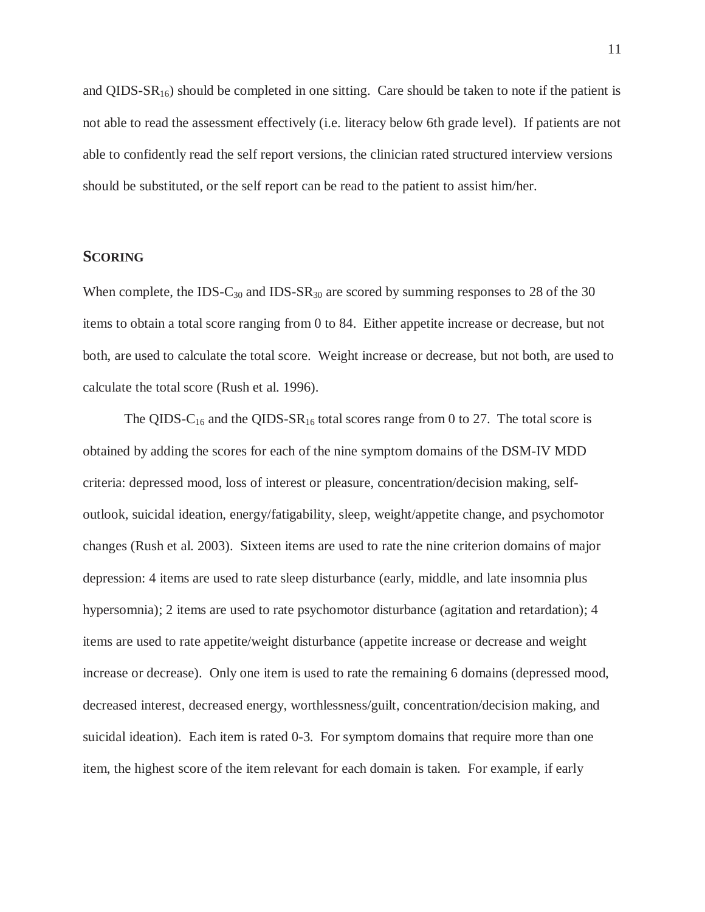and QIDS-$SR_{16}$) should be completed in one sitting. Care should be taken to note if the patient is not able to read the assessment effectively (i.e. literacy below 6th grade level). If patients are not able to confidently read the self report versions, the clinician rated structured interview versions should be substituted, or the self report can be read to the patient to assist him/her.

## SCORING

When complete, the IDS-$C_{30}$ and IDS-$SR_{30}$ are scored by summing responses to 28 of the 30 items to obtain a total score ranging from 0 to 84. Either appetite increase or decrease, but not both, are used to calculate the total score. Weight increase or decrease, but not both, are used to calculate the total score (Rush et al. 1996).

The QIDS-$C_{16}$ and the QIDS-$SR_{16}$ total scores range from 0 to 27. The total score is obtained by adding the scores for each of the nine symptom domains of the DSM-IV MDD criteria: depressed mood, loss of interest or pleasure, concentration/decision making, self-outlook, suicidal ideation, energy/fatigability, sleep, weight/appetite change, and psychomotor changes (Rush et al. 2003). Sixteen items are used to rate the nine criterion domains of major depression: 4 items are used to rate sleep disturbance (early, middle, and late insomnia plus hypersomnia); 2 items are used to rate psychomotor disturbance (agitation and retardation); 4 items are used to rate appetite/weight disturbance (appetite increase or decrease and weight increase or decrease). Only one item is used to rate the remaining 6 domains (depressed mood, decreased interest, decreased energy, worthlessness/guilt, concentration/decision making, and suicidal ideation). Each item is rated 0-3. For symptom domains that require more than one item, the highest score of the item relevant for each domain is taken. For example, if early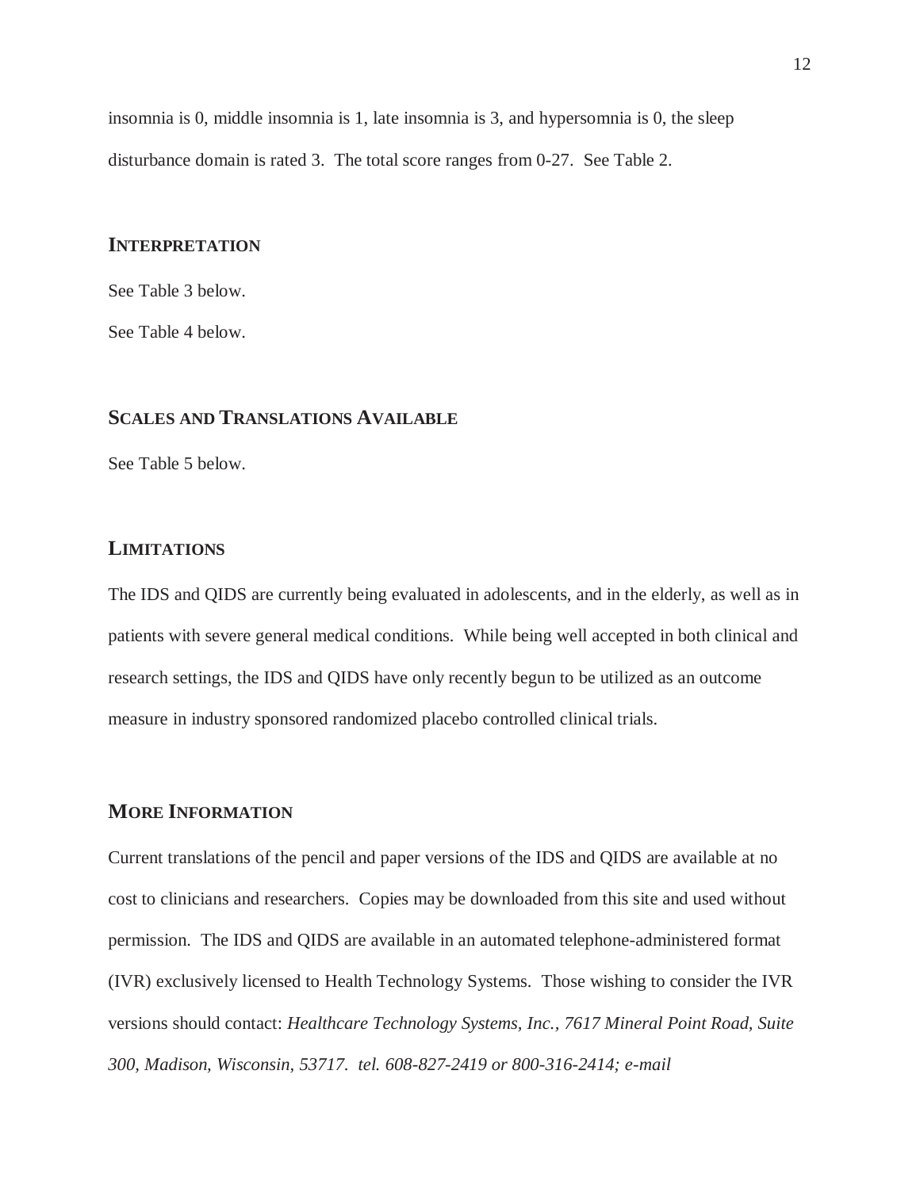insomnia is 0, middle insomnia is 1, late insomnia is 3, and hypersomnia is 0, the sleep disturbance domain is rated 3. The total score ranges from 0-27. See Table 2.

## INTERPRETATION

See Table 3 below.

See Table 4 below.

## SCALES AND TRANSLATIONS AVAILABLE

See Table 5 below.

## LIMITATIONS

The IDS and QIDS are currently being evaluated in adolescents, and in the elderly, as well as in patients with severe general medical conditions. While being well accepted in both clinical and research settings, the IDS and QIDS have only recently begun to be utilized as an outcome measure in industry sponsored randomized placebo controlled clinical trials.

## MORE INFORMATION

Current translations of the pencil and paper versions of the IDS and QIDS are available at no cost to clinicians and researchers. Copies may be downloaded from this site and used without permission. The IDS and QIDS are available in an automated telephone-administered format (IVR) exclusively licensed to Health Technology Systems. Those wishing to consider the IVR versions should contact: *Healthcare Technology Systems, Inc., 7617 Mineral Point Road, Suite 300, Madison, Wisconsin, 53717. tel. 608-827-2419 or 800-316-2414; e-mail*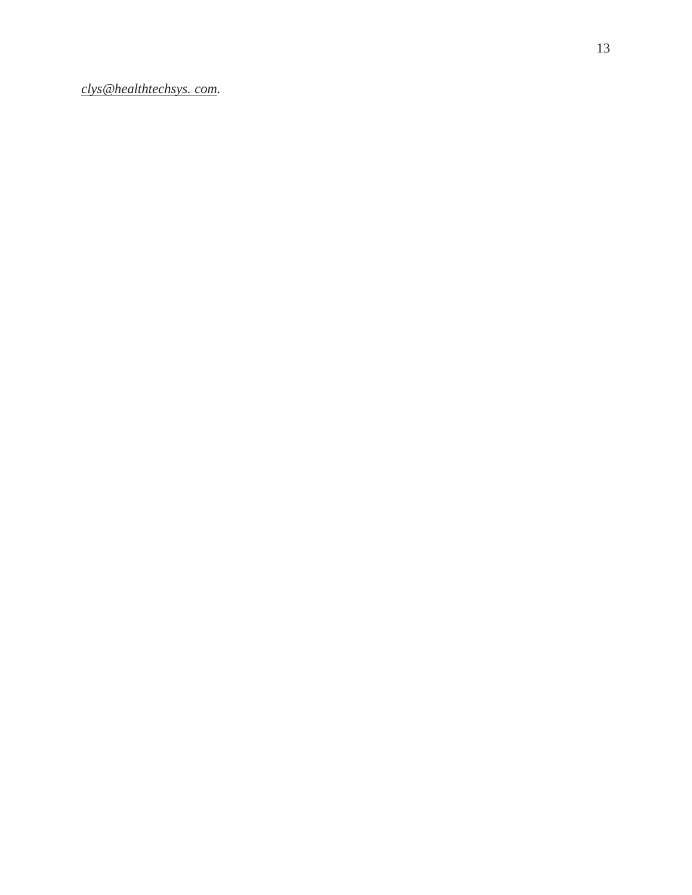*clys@healthtechsys. com*.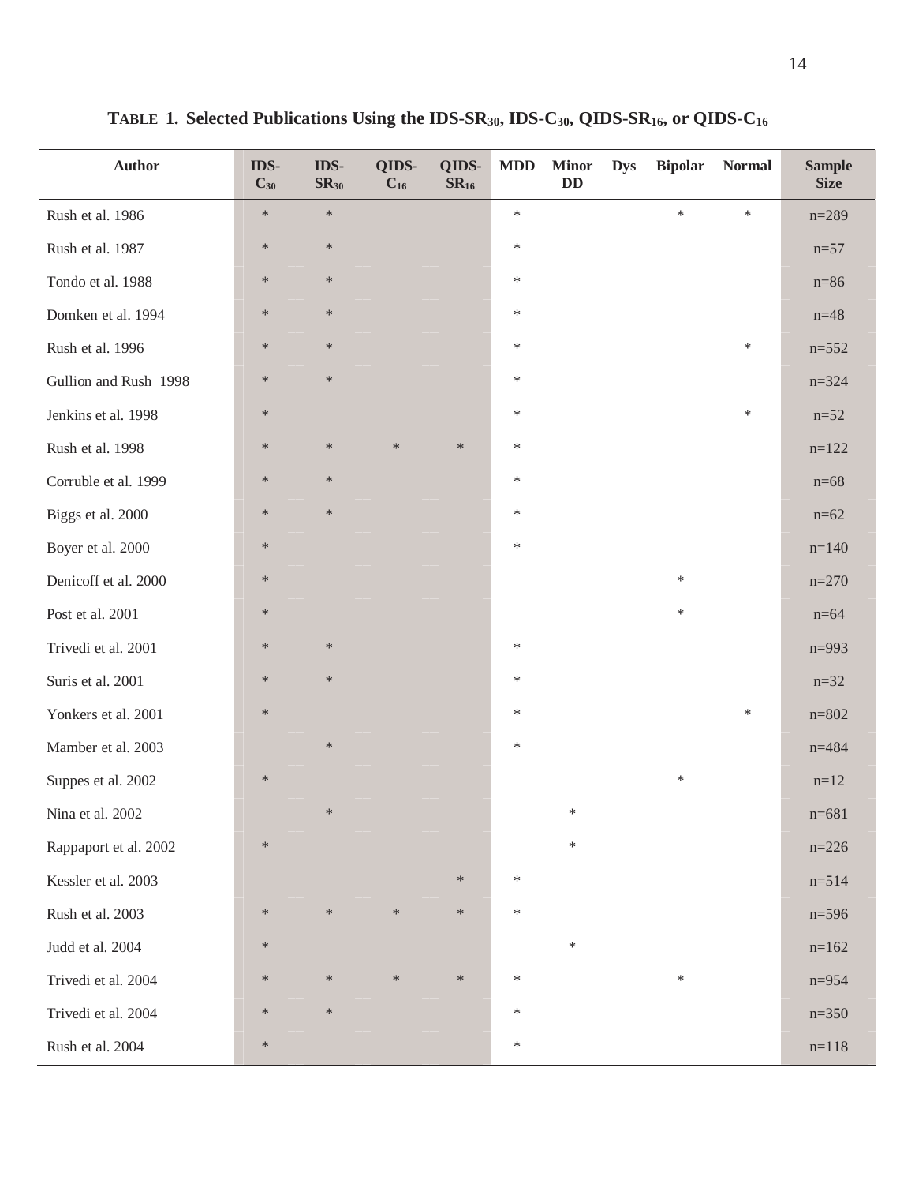**TABLE 1. Selected Publications Using the IDS-SR$_{30}$, IDS-C$_{30}$, QIDS-SR$_{16}$, or QIDS-C$_{16}$**

| Author | IDS-C$_{30}$ | IDS-SR$_{30}$ | QIDS-C$_{16}$ | QIDS-SR$_{16}$ | MDD | Minor DD | Dys | Bipolar | Normal | Sample Size |
|---|---|---|---|---|---|---|---|---|---|---|
| Rush et al. 1986 | * | * | | | * | | | * | * | n=289 |
| Rush et al. 1987 | * | * | | | * | | | | | n=57 |
| Tondo et al. 1988 | * | * | | | * | | | | | n=86 |
| Domken et al. 1994 | * | * | | | * | | | | | n=48 |
| Rush et al. 1996 | * | * | | | * | | | | * | n=552 |
| Gullion and Rush 1998 | * | * | | | * | | | | | n=324 |
| Jenkins et al. 1998 | * | | | | * | | | | * | n=52 |
| Rush et al. 1998 | * | * | * | * | * | | | | | n=122 |
| Corruble et al. 1999 | * | * | | | * | | | | | n=68 |
| Biggs et al. 2000 | * | * | | | * | | | | | n=62 |
| Boyer et al. 2000 | * | | | | * | | | | | n=140 |
| Denicoff et al. 2000 | * | | | | | | | * | | n=270 |
| Post et al. 2001 | * | | | | | | | * | | n=64 |
| Trivedi et al. 2001 | * | * | | | * | | | | | n=993 |
| Suris et al. 2001 | * | * | | | * | | | | | n=32 |
| Yonkers et al. 2001 | * | | | | * | | | | * | n=802 |
| Mamber et al. 2003 | | * | | | * | | | | | n=484 |
| Suppes et al. 2002 | * | | | | | | | * | | n=12 |
| Nina et al. 2002 | | * | | | | * | | | | n=681 |
| Rappaport et al. 2002 | * | | | | | * | | | | n=226 |
| Kessler et al. 2003 | | | | * | * | | | | | n=514 |
| Rush et al. 2003 | * | * | * | * | * | | | | | n=596 |
| Judd et al. 2004 | * | | | | | * | | | | n=162 |
| Trivedi et al. 2004 | * | * | * | * | * | | | * | | n=954 |
| Trivedi et al. 2004 | * | * | | | * | | | | | n=350 |
| Rush et al. 2004 | * | | | | * | | | | | n=118 |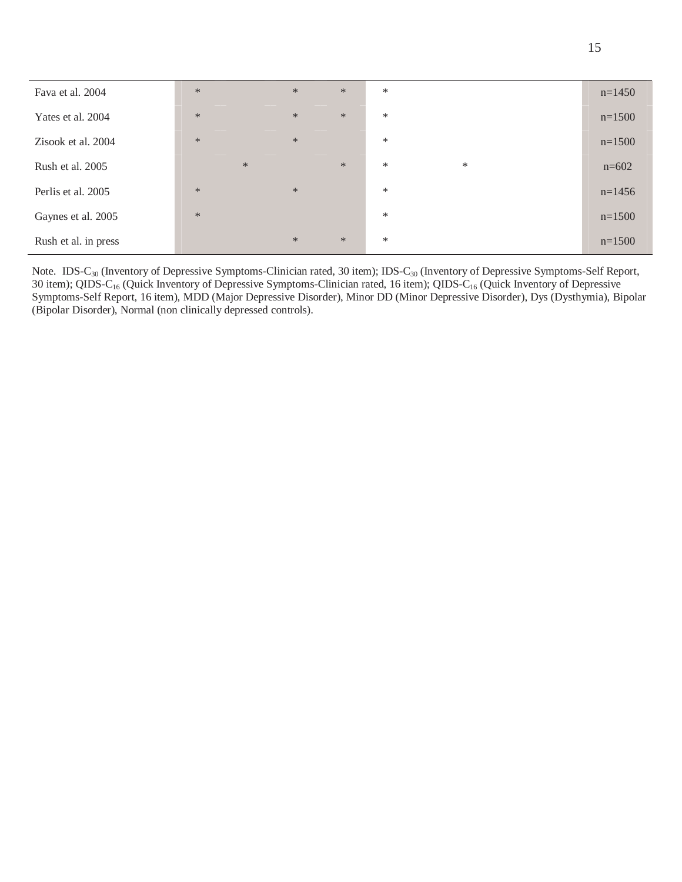| | | | | | | | | | | |
|---|---|---|---|---|---|---|---|---|---|---|
| Fava et al. 2004 | * | | * | * | * | | | | | n=1450 |
| Yates et al. 2004 | * | | * | * | * | | | | | n=1500 |
| Zisook et al. 2004 | * | | * | | * | | | | | n=1500 |
| Rush et al. 2005 | | * | | * | * | | * | | | n=602 |
| Perlis et al. 2005 | * | | * | | * | | | | | n=1456 |
| Gaynes et al. 2005 | * | | | | * | | | | | n=1500 |
| Rush et al. in press | | | * | * | * | | | | | n=1500 |

Note. IDS-$C_{30}$ (Inventory of Depressive Symptoms-Clinician rated, 30 item); IDS-$C_{30}$ (Inventory of Depressive Symptoms-Self Report, 30 item); QIDS-$C_{16}$ (Quick Inventory of Depressive Symptoms-Clinician rated, 16 item); QIDS-$C_{16}$ (Quick Inventory of Depressive Symptoms-Self Report, 16 item), MDD (Major Depressive Disorder), Minor DD (Minor Depressive Disorder), Dys (Dysthymia), Bipolar (Bipolar Disorder), Normal (non clinically depressed controls).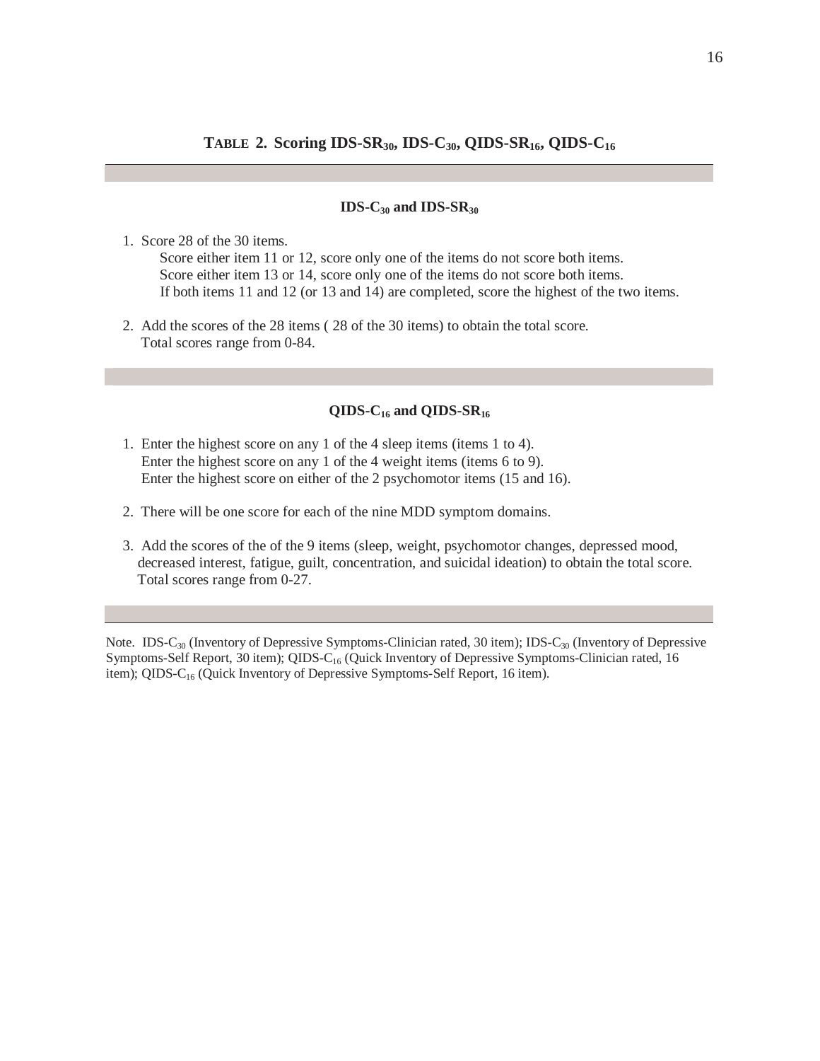**TABLE 2. Scoring IDS-$SR_{30}$, IDS-$C_{30}$, QIDS-$SR_{16}$, QIDS-$C_{16}$**

**IDS-$C_{30}$ and IDS-$SR_{30}$**

1. Score 28 of the 30 items.
   Score either item 11 or 12, score only one of the items do not score both items.
   Score either item 13 or 14, score only one of the items do not score both items.
   If both items 11 and 12 (or 13 and 14) are completed, score the highest of the two items.

2. Add the scores of the 28 items ( 28 of the 30 items) to obtain the total score.
   Total scores range from 0-84.

**QIDS-$C_{16}$ and QIDS-$SR_{16}$**

1. Enter the highest score on any 1 of the 4 sleep items (items 1 to 4).
   Enter the highest score on any 1 of the 4 weight items (items 6 to 9).
   Enter the highest score on either of the 2 psychomotor items (15 and 16).

2. There will be one score for each of the nine MDD symptom domains.

3. Add the scores of the of the 9 items (sleep, weight, psychomotor changes, depressed mood, decreased interest, fatigue, guilt, concentration, and suicidal ideation) to obtain the total score.
   Total scores range from 0-27.

Note. IDS-$C_{30}$ (Inventory of Depressive Symptoms-Clinician rated, 30 item); IDS-$C_{30}$ (Inventory of Depressive Symptoms-Self Report, 30 item); QIDS-$C_{16}$ (Quick Inventory of Depressive Symptoms-Clinician rated, 16 item); QIDS-$C_{16}$ (Quick Inventory of Depressive Symptoms-Self Report, 16 item).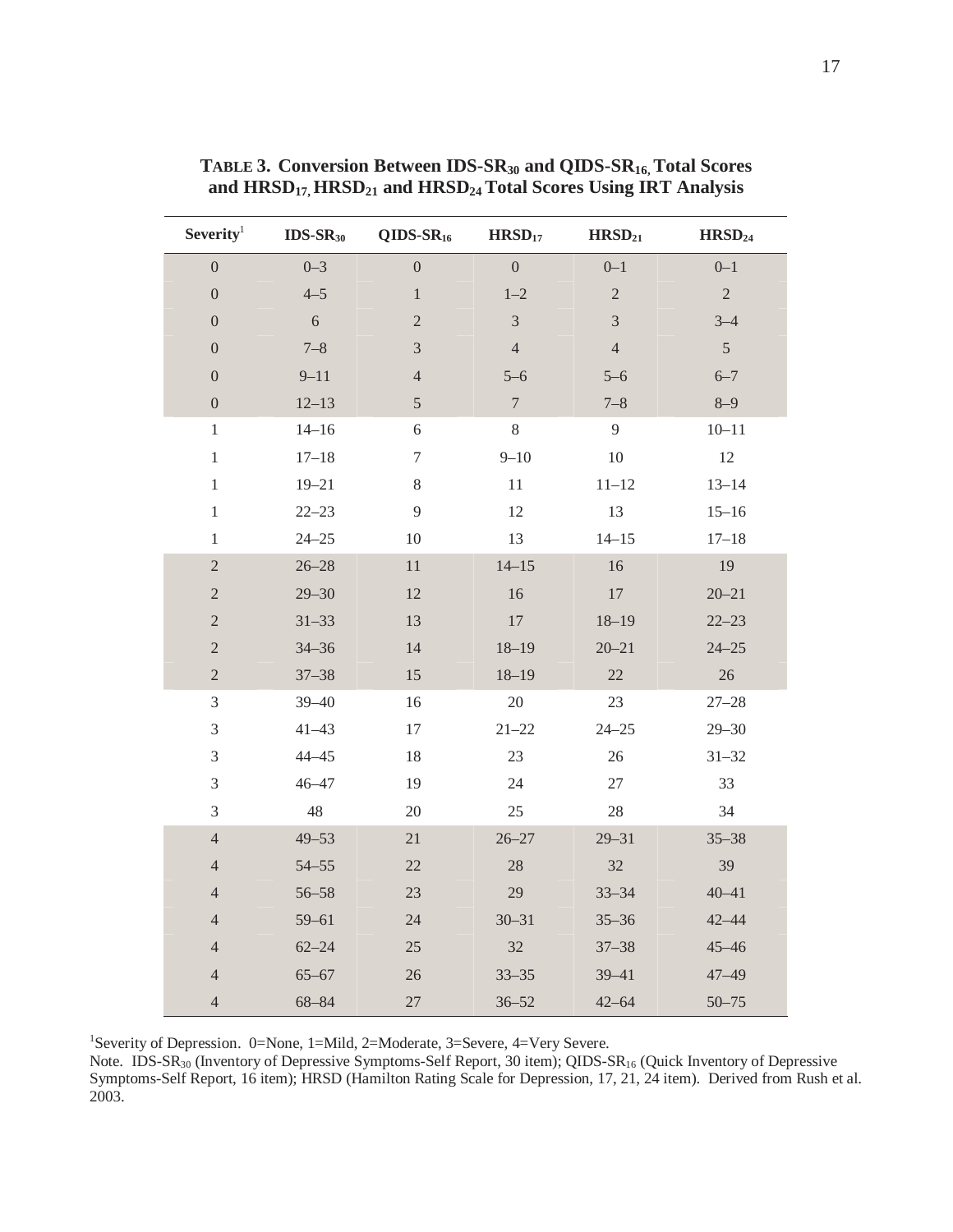**TABLE 3. Conversion Between $IDS\text{-}SR_{30}$ and $QIDS\text{-}SR_{16}$, Total Scores and $HRSD_{17}$, $HRSD_{21}$ and $HRSD_{24}$ Total Scores Using IRT Analysis**

| Severity[1] | $IDS\text{-}SR_{30}$ | $QIDS\text{-}SR_{16}$ | $HRSD_{17}$ | $HRSD_{21}$ | $HRSD_{24}$ |
|---|---|---|---|---|---|
| 0 | 0–3 | 0 | 0 | 0–1 | 0–1 |
| 0 | 4–5 | 1 | 1–2 | 2 | 2 |
| 0 | 6 | 2 | 3 | 3 | 3–4 |
| 0 | 7–8 | 3 | 4 | 4 | 5 |
| 0 | 9–11 | 4 | 5–6 | 5–6 | 6–7 |
| 0 | 12–13 | 5 | 7 | 7–8 | 8–9 |
| 1 | 14–16 | 6 | 8 | 9 | 10–11 |
| 1 | 17–18 | 7 | 9–10 | 10 | 12 |
| 1 | 19–21 | 8 | 11 | 11–12 | 13–14 |
| 1 | 22–23 | 9 | 12 | 13 | 15–16 |
| 1 | 24–25 | 10 | 13 | 14–15 | 17–18 |
| 2 | 26–28 | 11 | 14–15 | 16 | 19 |
| 2 | 29–30 | 12 | 16 | 17 | 20–21 |
| 2 | 31–33 | 13 | 17 | 18–19 | 22–23 |
| 2 | 34–36 | 14 | 18–19 | 20–21 | 24–25 |
| 2 | 37–38 | 15 | 18–19 | 22 | 26 |
| 3 | 39–40 | 16 | 20 | 23 | 27–28 |
| 3 | 41–43 | 17 | 21–22 | 24–25 | 29–30 |
| 3 | 44–45 | 18 | 23 | 26 | 31–32 |
| 3 | 46–47 | 19 | 24 | 27 | 33 |
| 3 | 48 | 20 | 25 | 28 | 34 |
| 4 | 49–53 | 21 | 26–27 | 29–31 | 35–38 |
| 4 | 54–55 | 22 | 28 | 32 | 39 |
| 4 | 56–58 | 23 | 29 | 33–34 | 40–41 |
| 4 | 59–61 | 24 | 30–31 | 35–36 | 42–44 |
| 4 | 62–24 | 25 | 32 | 37–38 | 45–46 |
| 4 | 65–67 | 26 | 33–35 | 39–41 | 47–49 |
| 4 | 68–84 | 27 | 36–52 | 42–64 | 50–75 |

[1]Severity of Depression. 0=None, 1=Mild, 2=Moderate, 3=Severe, 4=Very Severe.

Note. $IDS\text{-}SR_{30}$ (Inventory of Depressive Symptoms-Self Report, 30 item); $QIDS\text{-}SR_{16}$ (Quick Inventory of Depressive Symptoms-Self Report, 16 item); HRSD (Hamilton Rating Scale for Depression, 17, 21, 24 item). Derived from Rush et al. 2003.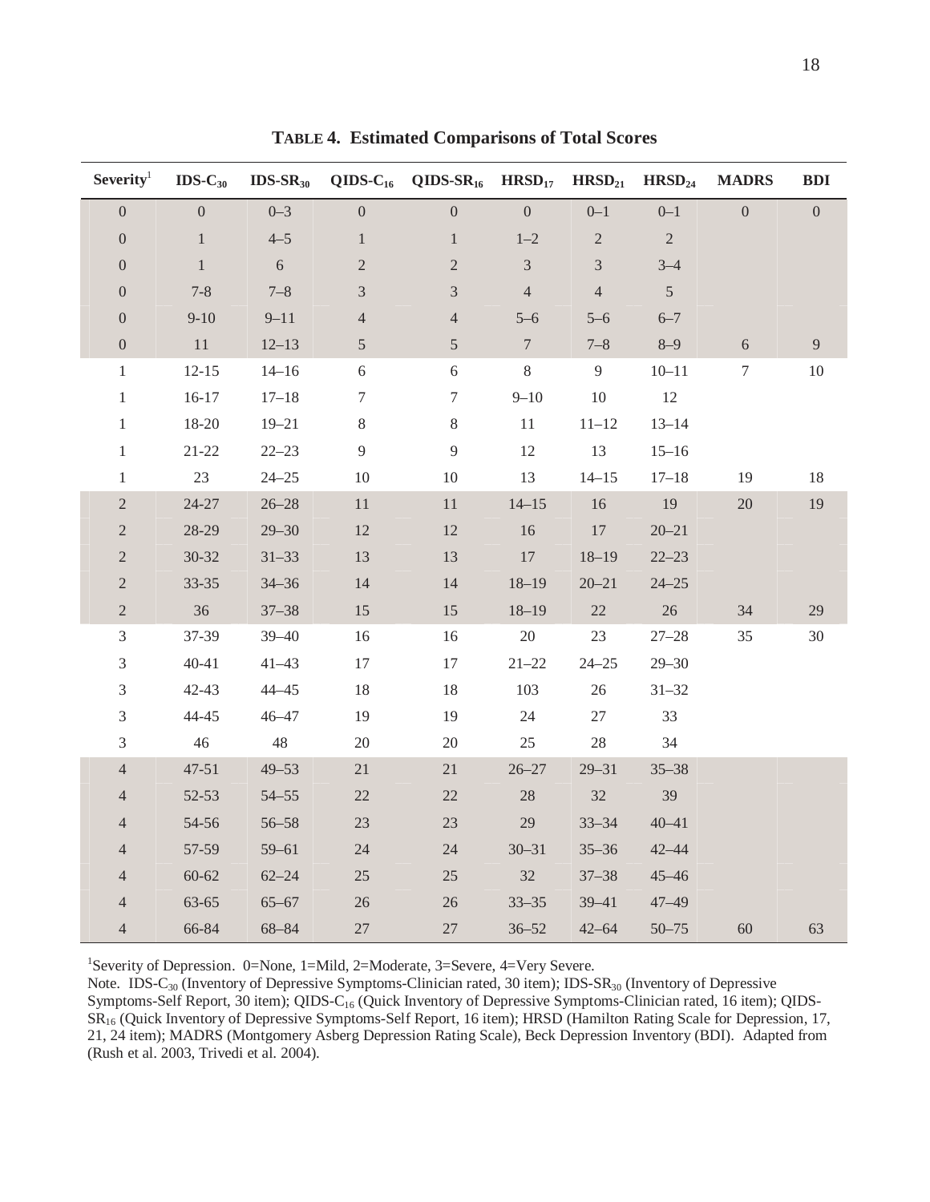**TABLE 4. Estimated Comparisons of Total Scores**

| Severity[1] | IDS-$C_{30}$ | IDS-$SR_{30}$ | QIDS-$C_{16}$ | QIDS-$SR_{16}$ | $HRSD_{17}$ | $HRSD_{21}$ | $HRSD_{24}$ | MADRS | BDI |
|---|---|---|---|---|---|---|---|---|---|
| 0 | 0 | 0–3 | 0 | 0 | 0 | 0–1 | 0–1 | 0 | 0 |
| 0 | 1 | 4–5 | 1 | 1 | 1–2 | 2 | 2 | | |
| 0 | 1 | 6 | 2 | 2 | 3 | 3 | 3–4 | | |
| 0 | 7-8 | 7–8 | 3 | 3 | 4 | 4 | 5 | | |
| 0 | 9-10 | 9–11 | 4 | 4 | 5–6 | 5–6 | 6–7 | | |
| 0 | 11 | 12–13 | 5 | 5 | 7 | 7–8 | 8–9 | 6 | 9 |
| 1 | 12-15 | 14–16 | 6 | 6 | 8 | 9 | 10–11 | 7 | 10 |
| 1 | 16-17 | 17–18 | 7 | 7 | 9–10 | 10 | 12 | | |
| 1 | 18-20 | 19–21 | 8 | 8 | 11 | 11–12 | 13–14 | | |
| 1 | 21-22 | 22–23 | 9 | 9 | 12 | 13 | 15–16 | | |
| 1 | 23 | 24–25 | 10 | 10 | 13 | 14–15 | 17–18 | 19 | 18 |
| 2 | 24-27 | 26–28 | 11 | 11 | 14–15 | 16 | 19 | 20 | 19 |
| 2 | 28-29 | 29–30 | 12 | 12 | 16 | 17 | 20–21 | | |
| 2 | 30-32 | 31–33 | 13 | 13 | 17 | 18–19 | 22–23 | | |
| 2 | 33-35 | 34–36 | 14 | 14 | 18–19 | 20–21 | 24–25 | | |
| 2 | 36 | 37–38 | 15 | 15 | 18–19 | 22 | 26 | 34 | 29 |
| 3 | 37-39 | 39–40 | 16 | 16 | 20 | 23 | 27–28 | 35 | 30 |
| 3 | 40-41 | 41–43 | 17 | 17 | 21–22 | 24–25 | 29–30 | | |
| 3 | 42-43 | 44–45 | 18 | 18 | 103 | 26 | 31–32 | | |
| 3 | 44-45 | 46–47 | 19 | 19 | 24 | 27 | 33 | | |
| 3 | 46 | 48 | 20 | 20 | 25 | 28 | 34 | | |
| 4 | 47-51 | 49–53 | 21 | 21 | 26–27 | 29–31 | 35–38 | | |
| 4 | 52-53 | 54–55 | 22 | 22 | 28 | 32 | 39 | | |
| 4 | 54-56 | 56–58 | 23 | 23 | 29 | 33–34 | 40–41 | | |
| 4 | 57-59 | 59–61 | 24 | 24 | 30–31 | 35–36 | 42–44 | | |
| 4 | 60-62 | 62–24 | 25 | 25 | 32 | 37–38 | 45–46 | | |
| 4 | 63-65 | 65–67 | 26 | 26 | 33–35 | 39–41 | 47–49 | | |
| 4 | 66-84 | 68–84 | 27 | 27 | 36–52 | 42–64 | 50–75 | 60 | 63 |

[1]Severity of Depression. 0=None, 1=Mild, 2=Moderate, 3=Severe, 4=Very Severe.

Note. IDS-$C_{30}$ (Inventory of Depressive Symptoms-Clinician rated, 30 item); IDS-$SR_{30}$ (Inventory of Depressive Symptoms-Self Report, 30 item); QIDS-$C_{16}$ (Quick Inventory of Depressive Symptoms-Clinician rated, 16 item); QIDS-$SR_{16}$ (Quick Inventory of Depressive Symptoms-Self Report, 16 item); HRSD (Hamilton Rating Scale for Depression, 17, 21, 24 item); MADRS (Montgomery Asberg Depression Rating Scale), Beck Depression Inventory (BDI). Adapted from (Rush et al. 2003, Trivedi et al. 2004).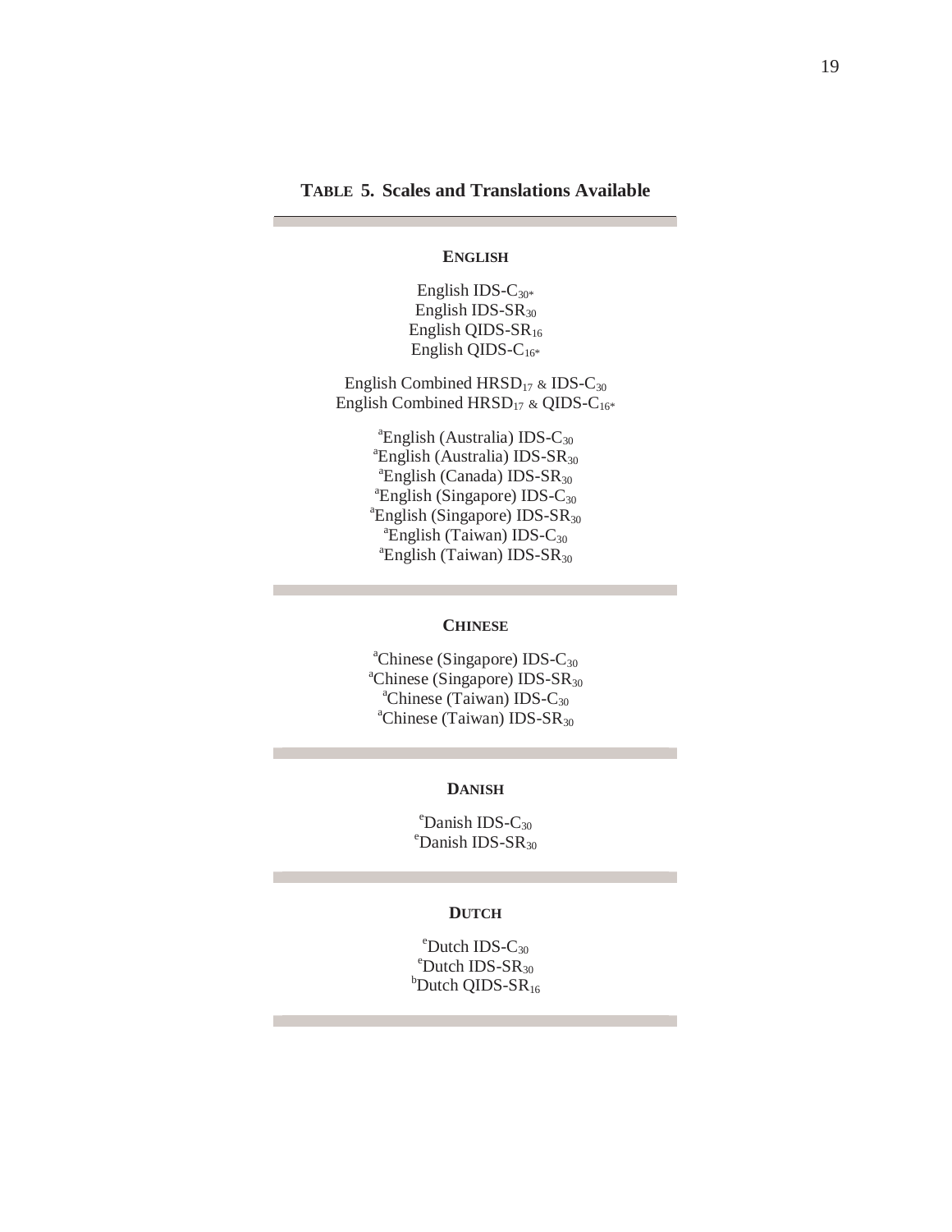**TABLE 5. Scales and Translations Available**

**ENGLISH**

English IDS-$C_{30*}$
English IDS-$SR_{30}$
English QIDS-$SR_{16}$
English QIDS-$C_{16*}$

English Combined $HRSD_{17}$ & IDS-$C_{30}$
English Combined $HRSD_{17}$ & QIDS-$C_{16*}$

[a]English (Australia) IDS-$C_{30}$
[a]English (Australia) IDS-$SR_{30}$
[a]English (Canada) IDS-$SR_{30}$
[a]English (Singapore) IDS-$C_{30}$
[a]English (Singapore) IDS-$SR_{30}$
[a]English (Taiwan) IDS-$C_{30}$
[a]English (Taiwan) IDS-$SR_{30}$

**CHINESE**

[a]Chinese (Singapore) IDS-$C_{30}$
[a]Chinese (Singapore) IDS-$SR_{30}$
[a]Chinese (Taiwan) IDS-$C_{30}$
[a]Chinese (Taiwan) IDS-$SR_{30}$

**DANISH**

[e]Danish IDS-$C_{30}$
[e]Danish IDS-$SR_{30}$

**DUTCH**

[e]Dutch IDS-$C_{30}$
[e]Dutch IDS-$SR_{30}$
[b]Dutch QIDS-$SR_{16}$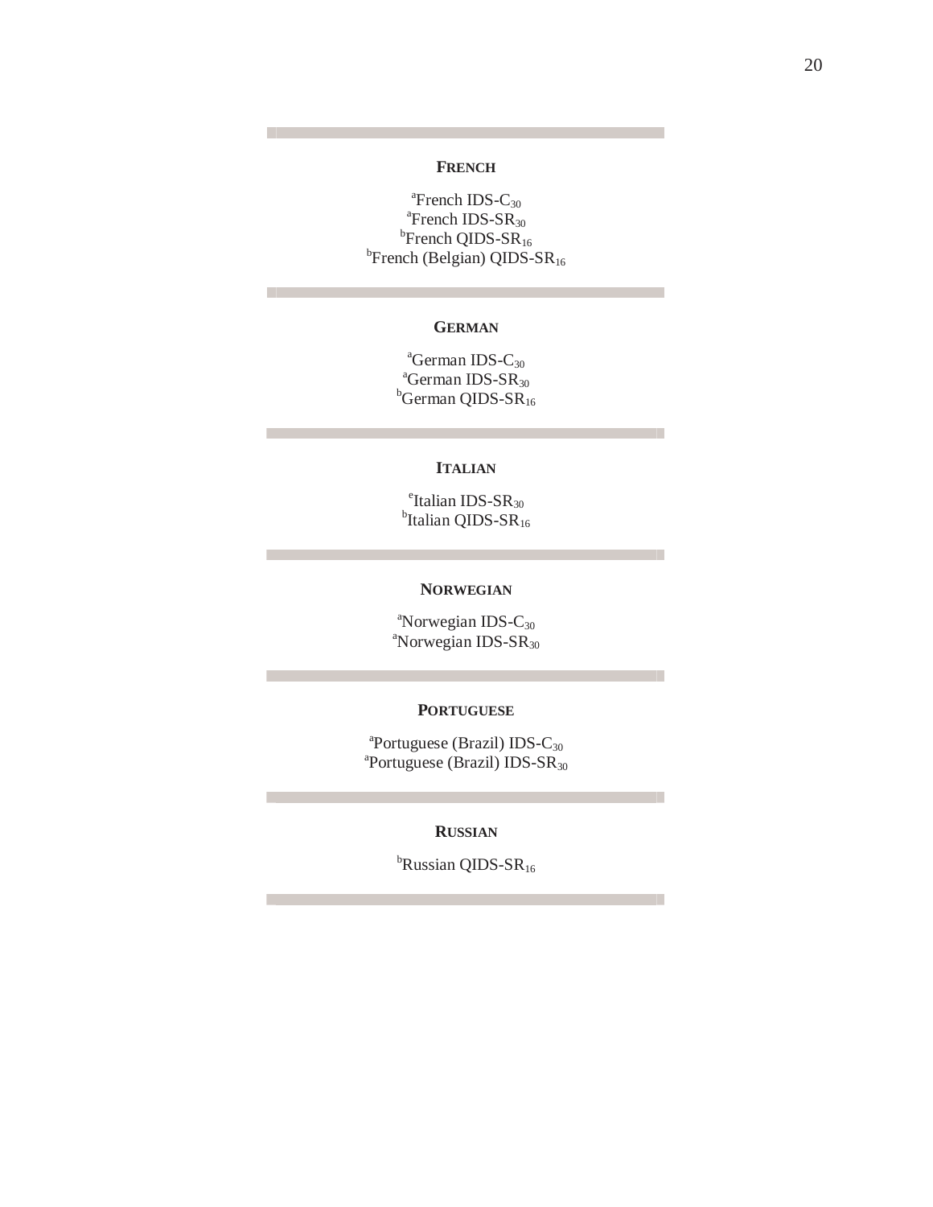**FRENCH**

[a]French IDS-$C_{30}$
[a]French IDS-$SR_{30}$
[b]French QIDS-$SR_{16}$
[b]French (Belgian) QIDS-$SR_{16}$

**GERMAN**

[a]German IDS-$C_{30}$
[a]German IDS-$SR_{30}$
[b]German QIDS-$SR_{16}$

**ITALIAN**

[e]Italian IDS-$SR_{30}$
[b]Italian QIDS-$SR_{16}$

**NORWEGIAN**

[a]Norwegian IDS-$C_{30}$
[a]Norwegian IDS-$SR_{30}$

**PORTUGUESE**

[a]Portuguese (Brazil) IDS-$C_{30}$
[a]Portuguese (Brazil) IDS-$SR_{30}$

**RUSSIAN**

[b]Russian QIDS-$SR_{16}$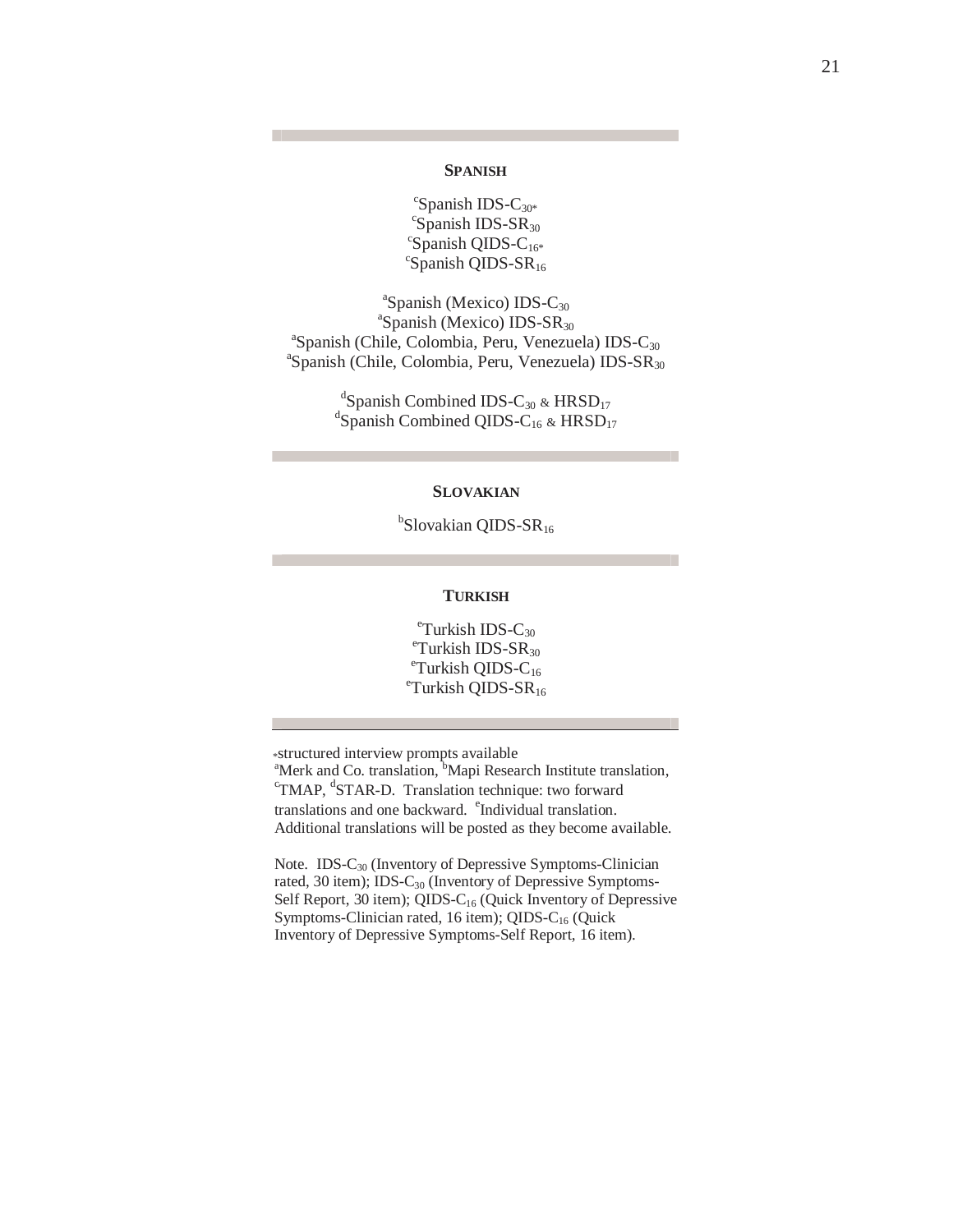**SPANISH**

[c]Spanish IDS-$C_{30*}$
[c]Spanish IDS-$SR_{30}$
[c]Spanish QIDS-$C_{16*}$
[c]Spanish QIDS-$SR_{16}$

[a]Spanish (Mexico) IDS-$C_{30}$
[a]Spanish (Mexico) IDS-$SR_{30}$
[a]Spanish (Chile, Colombia, Peru, Venezuela) IDS-$C_{30}$
[a]Spanish (Chile, Colombia, Peru, Venezuela) IDS-$SR_{30}$

[d]Spanish Combined IDS-$C_{30}$ & $HRSD_{17}$
[d]Spanish Combined QIDS-$C_{16}$ & $HRSD_{17}$

**SLOVAKIAN**

[b]Slovakian QIDS-$SR_{16}$

**TURKISH**

[e]Turkish IDS-$C_{30}$
[e]Turkish IDS-$SR_{30}$
[e]Turkish QIDS-$C_{16}$
[e]Turkish QIDS-$SR_{16}$

*structured interview prompts available
[a]Merk and Co. translation, [b]Mapi Research Institute translation, [c]TMAP, [d]STAR-D. Translation technique: two forward translations and one backward. [e]Individual translation. Additional translations will be posted as they become available.

Note. IDS-$C_{30}$ (Inventory of Depressive Symptoms-Clinician rated, 30 item); IDS-$C_{30}$ (Inventory of Depressive Symptoms-Self Report, 30 item); QIDS-$C_{16}$ (Quick Inventory of Depressive Symptoms-Clinician rated, 16 item); QIDS-$C_{16}$ (Quick Inventory of Depressive Symptoms-Self Report, 16 item).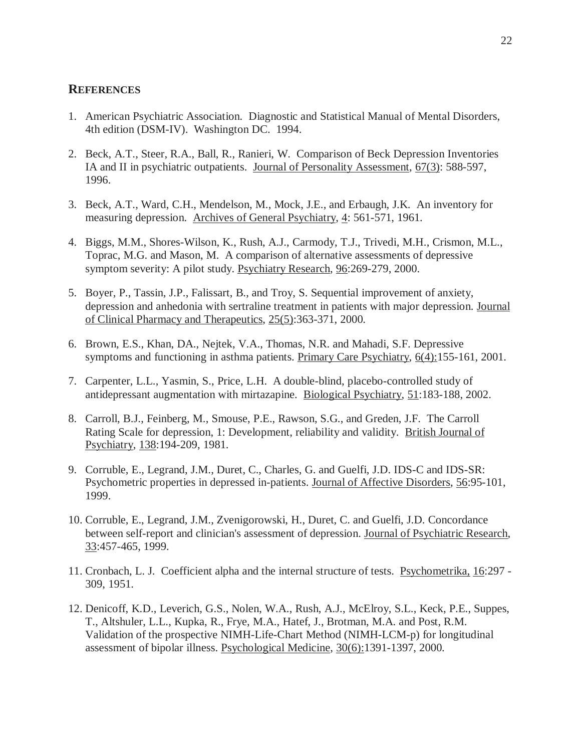## REFERENCES

1. American Psychiatric Association. Diagnostic and Statistical Manual of Mental Disorders, 4th edition (DSM-IV). Washington DC. 1994.

2. Beck, A.T., Steer, R.A., Ball, R., Ranieri, W. Comparison of Beck Depression Inventories IA and II in psychiatric outpatients. Journal of Personality Assessment, 67(3): 588-597, 1996.

3. Beck, A.T., Ward, C.H., Mendelson, M., Mock, J.E., and Erbaugh, J.K. An inventory for measuring depression. Archives of General Psychiatry, 4: 561-571, 1961.

4. Biggs, M.M., Shores-Wilson, K., Rush, A.J., Carmody, T.J., Trivedi, M.H., Crismon, M.L., Toprac, M.G. and Mason, M. A comparison of alternative assessments of depressive symptom severity: A pilot study. Psychiatry Research, 96:269-279, 2000.

5. Boyer, P., Tassin, J.P., Falissart, B., and Troy, S. Sequential improvement of anxiety, depression and anhedonia with sertraline treatment in patients with major depression. Journal of Clinical Pharmacy and Therapeutics, 25(5):363-371, 2000.

6. Brown, E.S., Khan, DA., Nejtek, V.A., Thomas, N.R. and Mahadi, S.F. Depressive symptoms and functioning in asthma patients. Primary Care Psychiatry, 6(4):155-161, 2001.

7. Carpenter, L.L., Yasmin, S., Price, L.H. A double-blind, placebo-controlled study of antidepressant augmentation with mirtazapine. Biological Psychiatry, 51:183-188, 2002.

8. Carroll, B.J., Feinberg, M., Smouse, P.E., Rawson, S.G., and Greden, J.F. The Carroll Rating Scale for depression, 1: Development, reliability and validity. British Journal of Psychiatry, 138:194-209, 1981.

9. Corruble, E., Legrand, J.M., Duret, C., Charles, G. and Guelfi, J.D. IDS-C and IDS-SR: Psychometric properties in depressed in-patients. Journal of Affective Disorders, 56:95-101, 1999.

10. Corruble, E., Legrand, J.M., Zvenigorowski, H., Duret, C. and Guelfi, J.D. Concordance between self-report and clinician's assessment of depression. Journal of Psychiatric Research, 33:457-465, 1999.

11. Cronbach, L. J. Coefficient alpha and the internal structure of tests. Psychometrika, 16:297 - 309, 1951.

12. Denicoff, K.D., Leverich, G.S., Nolen, W.A., Rush, A.J., McElroy, S.L., Keck, P.E., Suppes, T., Altshuler, L.L., Kupka, R., Frye, M.A., Hatef, J., Brotman, M.A. and Post, R.M. Validation of the prospective NIMH-Life-Chart Method (NIMH-LCM-p) for longitudinal assessment of bipolar illness. Psychological Medicine, 30(6):1391-1397, 2000.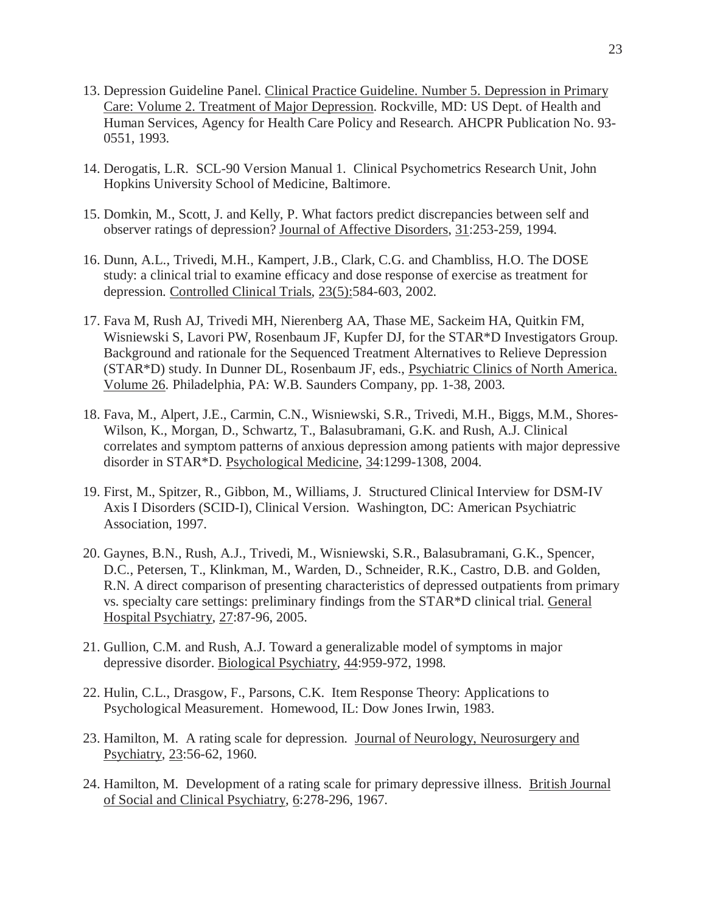13. Depression Guideline Panel. Clinical Practice Guideline. Number 5. Depression in Primary Care: Volume 2. Treatment of Major Depression. Rockville, MD: US Dept. of Health and Human Services, Agency for Health Care Policy and Research. AHCPR Publication No. 93-0551, 1993.

14. Derogatis, L.R. SCL-90 Version Manual 1. Clinical Psychometrics Research Unit, John Hopkins University School of Medicine, Baltimore.

15. Domkin, M., Scott, J. and Kelly, P. What factors predict discrepancies between self and observer ratings of depression? Journal of Affective Disorders, 31:253-259, 1994.

16. Dunn, A.L., Trivedi, M.H., Kampert, J.B., Clark, C.G. and Chambliss, H.O. The DOSE study: a clinical trial to examine efficacy and dose response of exercise as treatment for depression. Controlled Clinical Trials, 23(5):584-603, 2002.

17. Fava M, Rush AJ, Trivedi MH, Nierenberg AA, Thase ME, Sackeim HA, Quitkin FM, Wisniewski S, Lavori PW, Rosenbaum JF, Kupfer DJ, for the STAR*D Investigators Group. Background and rationale for the Sequenced Treatment Alternatives to Relieve Depression (STAR*D) study. In Dunner DL, Rosenbaum JF, eds., Psychiatric Clinics of North America. Volume 26. Philadelphia, PA: W.B. Saunders Company, pp. 1-38, 2003.

18. Fava, M., Alpert, J.E., Carmin, C.N., Wisniewski, S.R., Trivedi, M.H., Biggs, M.M., Shores-Wilson, K., Morgan, D., Schwartz, T., Balasubramani, G.K. and Rush, A.J. Clinical correlates and symptom patterns of anxious depression among patients with major depressive disorder in STAR*D. Psychological Medicine, 34:1299-1308, 2004.

19. First, M., Spitzer, R., Gibbon, M., Williams, J. Structured Clinical Interview for DSM-IV Axis I Disorders (SCID-I), Clinical Version. Washington, DC: American Psychiatric Association, 1997.

20. Gaynes, B.N., Rush, A.J., Trivedi, M., Wisniewski, S.R., Balasubramani, G.K., Spencer, D.C., Petersen, T., Klinkman, M., Warden, D., Schneider, R.K., Castro, D.B. and Golden, R.N. A direct comparison of presenting characteristics of depressed outpatients from primary vs. specialty care settings: preliminary findings from the STAR*D clinical trial. General Hospital Psychiatry, 27:87-96, 2005.

21. Gullion, C.M. and Rush, A.J. Toward a generalizable model of symptoms in major depressive disorder. Biological Psychiatry, 44:959-972, 1998.

22. Hulin, C.L., Drasgow, F., Parsons, C.K. Item Response Theory: Applications to Psychological Measurement. Homewood, IL: Dow Jones Irwin, 1983.

23. Hamilton, M. A rating scale for depression. Journal of Neurology, Neurosurgery and Psychiatry, 23:56-62, 1960.

24. Hamilton, M. Development of a rating scale for primary depressive illness. British Journal of Social and Clinical Psychiatry, 6:278-296, 1967.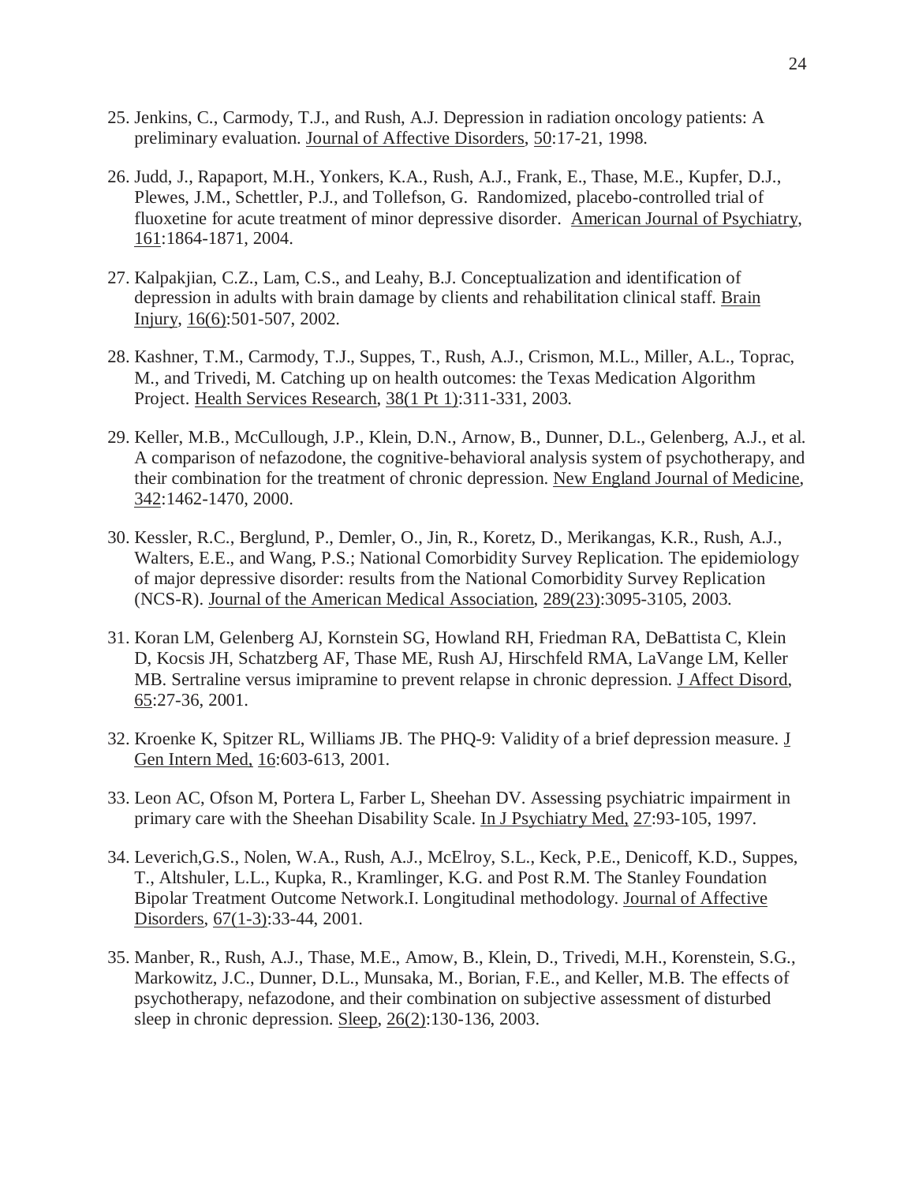25. Jenkins, C., Carmody, T.J., and Rush, A.J. Depression in radiation oncology patients: A preliminary evaluation. Journal of Affective Disorders, 50:17-21, 1998.

26. Judd, J., Rapaport, M.H., Yonkers, K.A., Rush, A.J., Frank, E., Thase, M.E., Kupfer, D.J., Plewes, J.M., Schettler, P.J., and Tollefson, G. Randomized, placebo-controlled trial of fluoxetine for acute treatment of minor depressive disorder. American Journal of Psychiatry, 161:1864-1871, 2004.

27. Kalpakjian, C.Z., Lam, C.S., and Leahy, B.J. Conceptualization and identification of depression in adults with brain damage by clients and rehabilitation clinical staff. Brain Injury, 16(6):501-507, 2002.

28. Kashner, T.M., Carmody, T.J., Suppes, T., Rush, A.J., Crismon, M.L., Miller, A.L., Toprac, M., and Trivedi, M. Catching up on health outcomes: the Texas Medication Algorithm Project. Health Services Research, 38(1 Pt 1):311-331, 2003.

29. Keller, M.B., McCullough, J.P., Klein, D.N., Arnow, B., Dunner, D.L., Gelenberg, A.J., et al. A comparison of nefazodone, the cognitive-behavioral analysis system of psychotherapy, and their combination for the treatment of chronic depression. New England Journal of Medicine, 342:1462-1470, 2000.

30. Kessler, R.C., Berglund, P., Demler, O., Jin, R., Koretz, D., Merikangas, K.R., Rush, A.J., Walters, E.E., and Wang, P.S.; National Comorbidity Survey Replication. The epidemiology of major depressive disorder: results from the National Comorbidity Survey Replication (NCS-R). Journal of the American Medical Association, 289(23):3095-3105, 2003.

31. Koran LM, Gelenberg AJ, Kornstein SG, Howland RH, Friedman RA, DeBattista C, Klein D, Kocsis JH, Schatzberg AF, Thase ME, Rush AJ, Hirschfeld RMA, LaVange LM, Keller MB. Sertraline versus imipramine to prevent relapse in chronic depression. J Affect Disord, 65:27-36, 2001.

32. Kroenke K, Spitzer RL, Williams JB. The PHQ-9: Validity of a brief depression measure. J Gen Intern Med, 16:603-613, 2001.

33. Leon AC, Ofson M, Portera L, Farber L, Sheehan DV. Assessing psychiatric impairment in primary care with the Sheehan Disability Scale. In J Psychiatry Med, 27:93-105, 1997.

34. Leverich,G.S., Nolen, W.A., Rush, A.J., McElroy, S.L., Keck, P.E., Denicoff, K.D., Suppes, T., Altshuler, L.L., Kupka, R., Kramlinger, K.G. and Post R.M. The Stanley Foundation Bipolar Treatment Outcome Network.I. Longitudinal methodology. Journal of Affective Disorders, 67(1-3):33-44, 2001.

35. Manber, R., Rush, A.J., Thase, M.E., Amow, B., Klein, D., Trivedi, M.H., Korenstein, S.G., Markowitz, J.C., Dunner, D.L., Munsaka, M., Borian, F.E., and Keller, M.B. The effects of psychotherapy, nefazodone, and their combination on subjective assessment of disturbed sleep in chronic depression. Sleep, 26(2):130-136, 2003.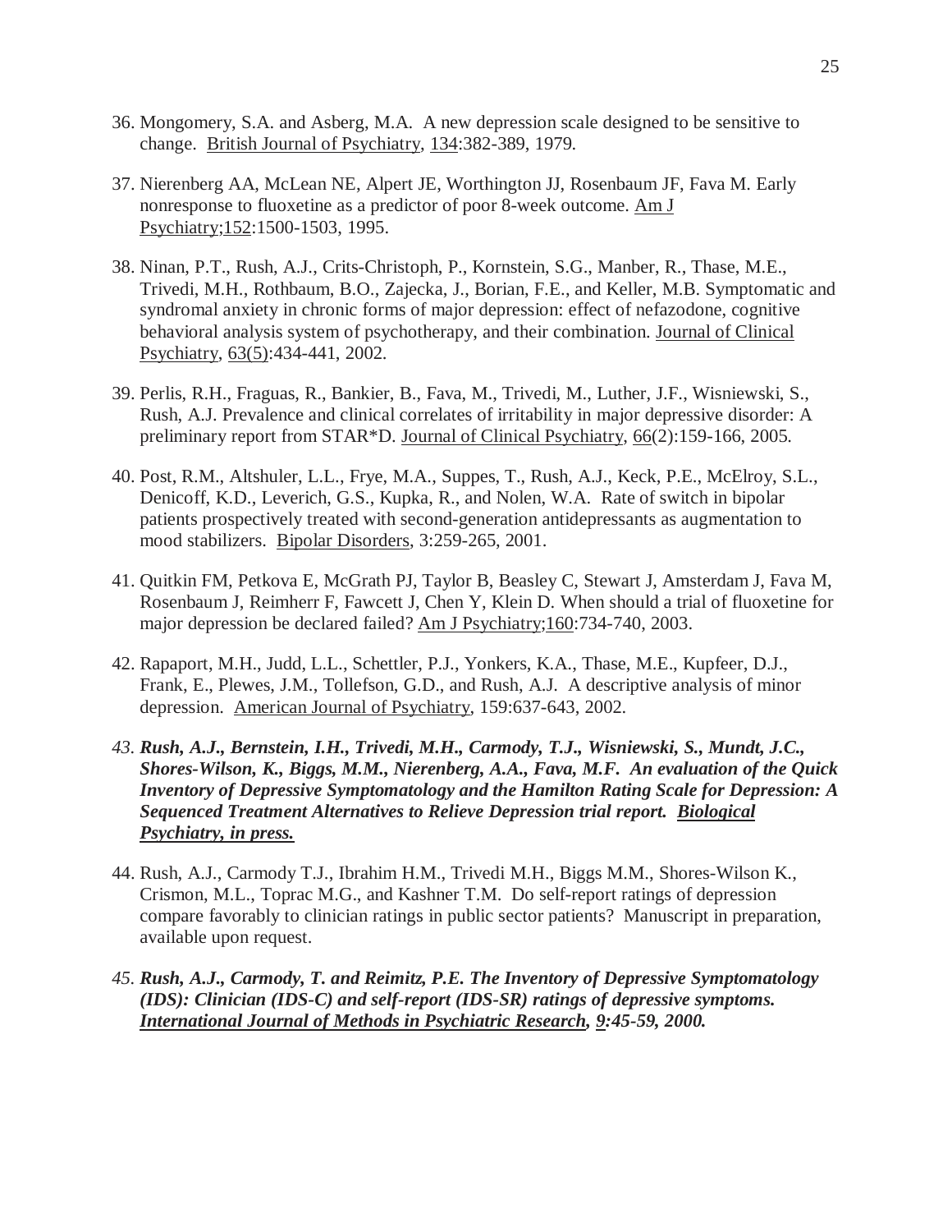36. Mongomery, S.A. and Asberg, M.A. A new depression scale designed to be sensitive to change. British Journal of Psychiatry, 134:382-389, 1979.

37. Nierenberg AA, McLean NE, Alpert JE, Worthington JJ, Rosenbaum JF, Fava M. Early nonresponse to fluoxetine as a predictor of poor 8-week outcome. Am J Psychiatry;152:1500-1503, 1995.

38. Ninan, P.T., Rush, A.J., Crits-Christoph, P., Kornstein, S.G., Manber, R., Thase, M.E., Trivedi, M.H., Rothbaum, B.O., Zajecka, J., Borian, F.E., and Keller, M.B. Symptomatic and syndromal anxiety in chronic forms of major depression: effect of nefazodone, cognitive behavioral analysis system of psychotherapy, and their combination. Journal of Clinical Psychiatry, 63(5):434-441, 2002.

39. Perlis, R.H., Fraguas, R., Bankier, B., Fava, M., Trivedi, M., Luther, J.F., Wisniewski, S., Rush, A.J. Prevalence and clinical correlates of irritability in major depressive disorder: A preliminary report from STAR*D. Journal of Clinical Psychiatry, 66(2):159-166, 2005.

40. Post, R.M., Altshuler, L.L., Frye, M.A., Suppes, T., Rush, A.J., Keck, P.E., McElroy, S.L., Denicoff, K.D., Leverich, G.S., Kupka, R., and Nolen, W.A. Rate of switch in bipolar patients prospectively treated with second-generation antidepressants as augmentation to mood stabilizers. Bipolar Disorders, 3:259-265, 2001.

41. Quitkin FM, Petkova E, McGrath PJ, Taylor B, Beasley C, Stewart J, Amsterdam J, Fava M, Rosenbaum J, Reimherr F, Fawcett J, Chen Y, Klein D. When should a trial of fluoxetine for major depression be declared failed? Am J Psychiatry;160:734-740, 2003.

42. Rapaport, M.H., Judd, L.L., Schettler, P.J., Yonkers, K.A., Thase, M.E., Kupfeer, D.J., Frank, E., Plewes, J.M., Tollefson, G.D., and Rush, A.J. A descriptive analysis of minor depression. American Journal of Psychiatry, 159:637-643, 2002.

43. ***Rush, A.J., Bernstein, I.H., Trivedi, M.H., Carmody, T.J., Wisniewski, S., Mundt, J.C., Shores-Wilson, K., Biggs, M.M., Nierenberg, A.A., Fava, M.F. An evaluation of the Quick Inventory of Depressive Symptomatology and the Hamilton Rating Scale for Depression: A Sequenced Treatment Alternatives to Relieve Depression trial report. Biological Psychiatry, in press.***

44. Rush, A.J., Carmody T.J., Ibrahim H.M., Trivedi M.H., Biggs M.M., Shores-Wilson K., Crismon, M.L., Toprac M.G., and Kashner T.M. Do self-report ratings of depression compare favorably to clinician ratings in public sector patients? Manuscript in preparation, available upon request.

45. ***Rush, A.J., Carmody, T. and Reimitz, P.E. The Inventory of Depressive Symptomatology (IDS): Clinician (IDS-C) and self-report (IDS-SR) ratings of depressive symptoms. International Journal of Methods in Psychiatric Research, 9:45-59, 2000.***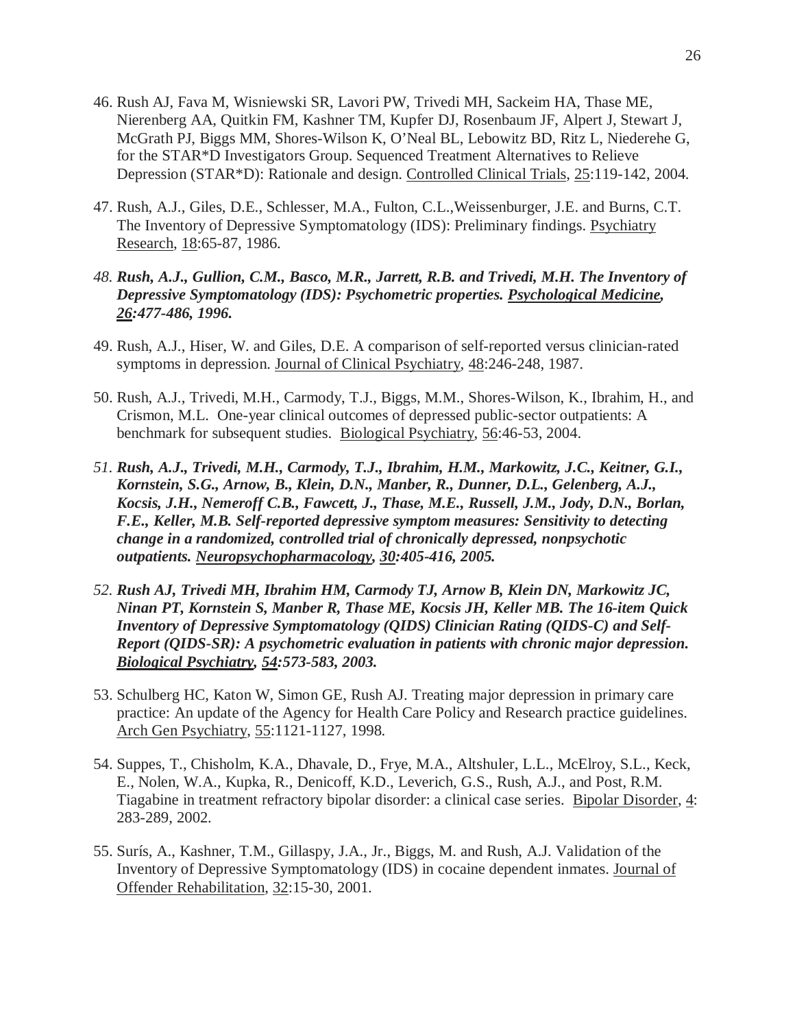46. Rush AJ, Fava M, Wisniewski SR, Lavori PW, Trivedi MH, Sackeim HA, Thase ME, Nierenberg AA, Quitkin FM, Kashner TM, Kupfer DJ, Rosenbaum JF, Alpert J, Stewart J, McGrath PJ, Biggs MM, Shores-Wilson K, O'Neal BL, Lebowitz BD, Ritz L, Niederehe G, for the STAR*D Investigators Group. Sequenced Treatment Alternatives to Relieve Depression (STAR*D): Rationale and design. Controlled Clinical Trials, 25:119-142, 2004.

47. Rush, A.J., Giles, D.E., Schlesser, M.A., Fulton, C.L.,Weissenburger, J.E. and Burns, C.T. The Inventory of Depressive Symptomatology (IDS): Preliminary findings. Psychiatry Research, 18:65-87, 1986.

48. ***Rush, A.J., Gullion, C.M., Basco, M.R., Jarrett, R.B. and Trivedi, M.H. The Inventory of Depressive Symptomatology (IDS): Psychometric properties. Psychological Medicine, 26:477-486, 1996.***

49. Rush, A.J., Hiser, W. and Giles, D.E. A comparison of self-reported versus clinician-rated symptoms in depression. Journal of Clinical Psychiatry, 48:246-248, 1987.

50. Rush, A.J., Trivedi, M.H., Carmody, T.J., Biggs, M.M., Shores-Wilson, K., Ibrahim, H., and Crismon, M.L. One-year clinical outcomes of depressed public-sector outpatients: A benchmark for subsequent studies. Biological Psychiatry, 56:46-53, 2004.

51. ***Rush, A.J., Trivedi, M.H., Carmody, T.J., Ibrahim, H.M., Markowitz, J.C., Keitner, G.I., Kornstein, S.G., Arnow, B., Klein, D.N., Manber, R., Dunner, D.L., Gelenberg, A.J., Kocsis, J.H., Nemeroff C.B., Fawcett, J., Thase, M.E., Russell, J.M., Jody, D.N., Borlan, F.E., Keller, M.B. Self-reported depressive symptom measures: Sensitivity to detecting change in a randomized, controlled trial of chronically depressed, nonpsychotic outpatients. Neuropsychopharmacology, 30:405-416, 2005.***

52. ***Rush AJ, Trivedi MH, Ibrahim HM, Carmody TJ, Arnow B, Klein DN, Markowitz JC, Ninan PT, Kornstein S, Manber R, Thase ME, Kocsis JH, Keller MB. The 16-item Quick Inventory of Depressive Symptomatology (QIDS) Clinician Rating (QIDS-C) and Self-Report (QIDS-SR): A psychometric evaluation in patients with chronic major depression. Biological Psychiatry, 54:573-583, 2003.***

53. Schulberg HC, Katon W, Simon GE, Rush AJ. Treating major depression in primary care practice: An update of the Agency for Health Care Policy and Research practice guidelines. Arch Gen Psychiatry, 55:1121-1127, 1998.

54. Suppes, T., Chisholm, K.A., Dhavale, D., Frye, M.A., Altshuler, L.L., McElroy, S.L., Keck, E., Nolen, W.A., Kupka, R., Denicoff, K.D., Leverich, G.S., Rush, A.J., and Post, R.M. Tiagabine in treatment refractory bipolar disorder: a clinical case series. Bipolar Disorder, 4: 283-289, 2002.

55. Surís, A., Kashner, T.M., Gillaspy, J.A., Jr., Biggs, M. and Rush, A.J. Validation of the Inventory of Depressive Symptomatology (IDS) in cocaine dependent inmates. Journal of Offender Rehabilitation, 32:15-30, 2001.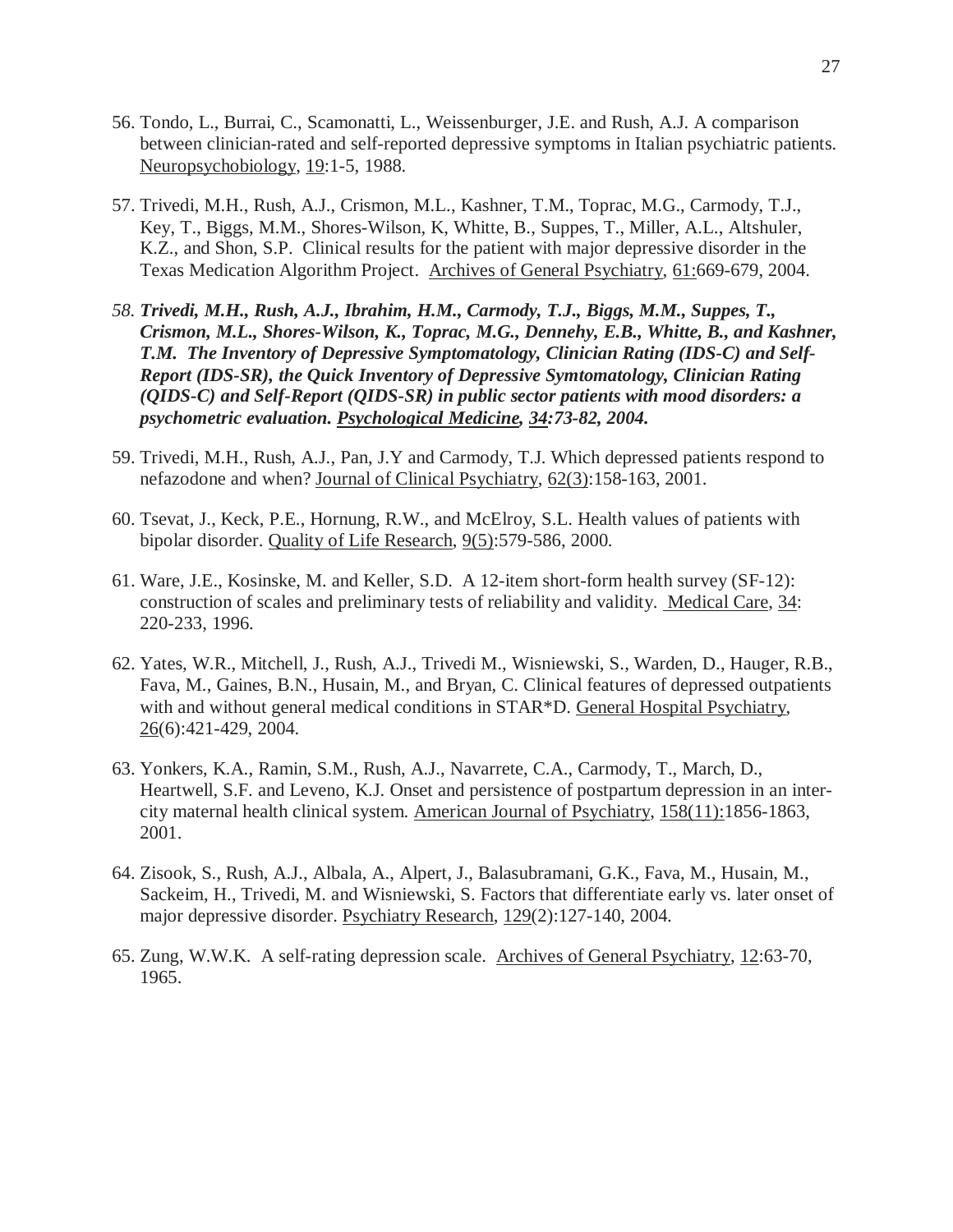56. Tondo, L., Burrai, C., Scamonatti, L., Weissenburger, J.E. and Rush, A.J. A comparison between clinician-rated and self-reported depressive symptoms in Italian psychiatric patients. Neuropsychobiology, 19:1-5, 1988.

57. Trivedi, M.H., Rush, A.J., Crismon, M.L., Kashner, T.M., Toprac, M.G., Carmody, T.J., Key, T., Biggs, M.M., Shores-Wilson, K, Whitte, B., Suppes, T., Miller, A.L., Altshuler, K.Z., and Shon, S.P. Clinical results for the patient with major depressive disorder in the Texas Medication Algorithm Project. Archives of General Psychiatry, 61:669-679, 2004.

58. ***Trivedi, M.H., Rush, A.J., Ibrahim, H.M., Carmody, T.J., Biggs, M.M., Suppes, T., Crismon, M.L., Shores-Wilson, K., Toprac, M.G., Dennehy, E.B., Whitte, B., and Kashner, T.M. The Inventory of Depressive Symptomatology, Clinician Rating (IDS-C) and Self-Report (IDS-SR), the Quick Inventory of Depressive Symtomatology, Clinician Rating (QIDS-C) and Self-Report (QIDS-SR) in public sector patients with mood disorders: a psychometric evaluation. Psychological Medicine, 34:73-82, 2004.***

59. Trivedi, M.H., Rush, A.J., Pan, J.Y and Carmody, T.J. Which depressed patients respond to nefazodone and when? Journal of Clinical Psychiatry, 62(3):158-163, 2001.

60. Tsevat, J., Keck, P.E., Hornung, R.W., and McElroy, S.L. Health values of patients with bipolar disorder. Quality of Life Research, 9(5):579-586, 2000.

61. Ware, J.E., Kosinske, M. and Keller, S.D. A 12-item short-form health survey (SF-12): construction of scales and preliminary tests of reliability and validity. Medical Care, 34: 220-233, 1996.

62. Yates, W.R., Mitchell, J., Rush, A.J., Trivedi M., Wisniewski, S., Warden, D., Hauger, R.B., Fava, M., Gaines, B.N., Husain, M., and Bryan, C. Clinical features of depressed outpatients with and without general medical conditions in STAR*D. General Hospital Psychiatry, 26(6):421-429, 2004.

63. Yonkers, K.A., Ramin, S.M., Rush, A.J., Navarrete, C.A., Carmody, T., March, D., Heartwell, S.F. and Leveno, K.J. Onset and persistence of postpartum depression in an inter-city maternal health clinical system. American Journal of Psychiatry, 158(11):1856-1863, 2001.

64. Zisook, S., Rush, A.J., Albala, A., Alpert, J., Balasubramani, G.K., Fava, M., Husain, M., Sackeim, H., Trivedi, M. and Wisniewski, S. Factors that differentiate early vs. later onset of major depressive disorder. Psychiatry Research, 129(2):127-140, 2004.

65. Zung, W.W.K. A self-rating depression scale. Archives of General Psychiatry, 12:63-70, 1965.